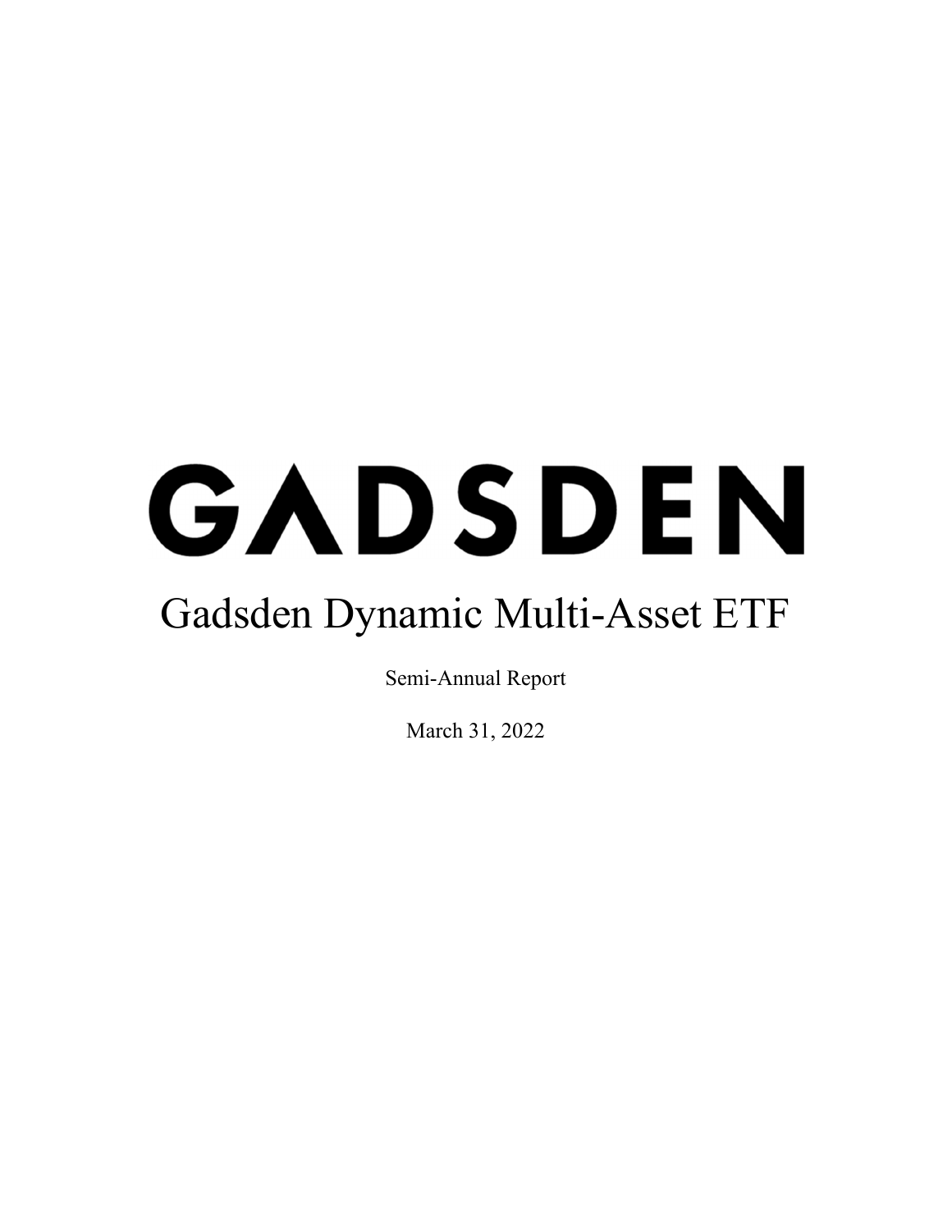# GADSDEN

# Gadsden Dynamic Multi-Asset ETF

Semi-Annual Report

March 31, 2022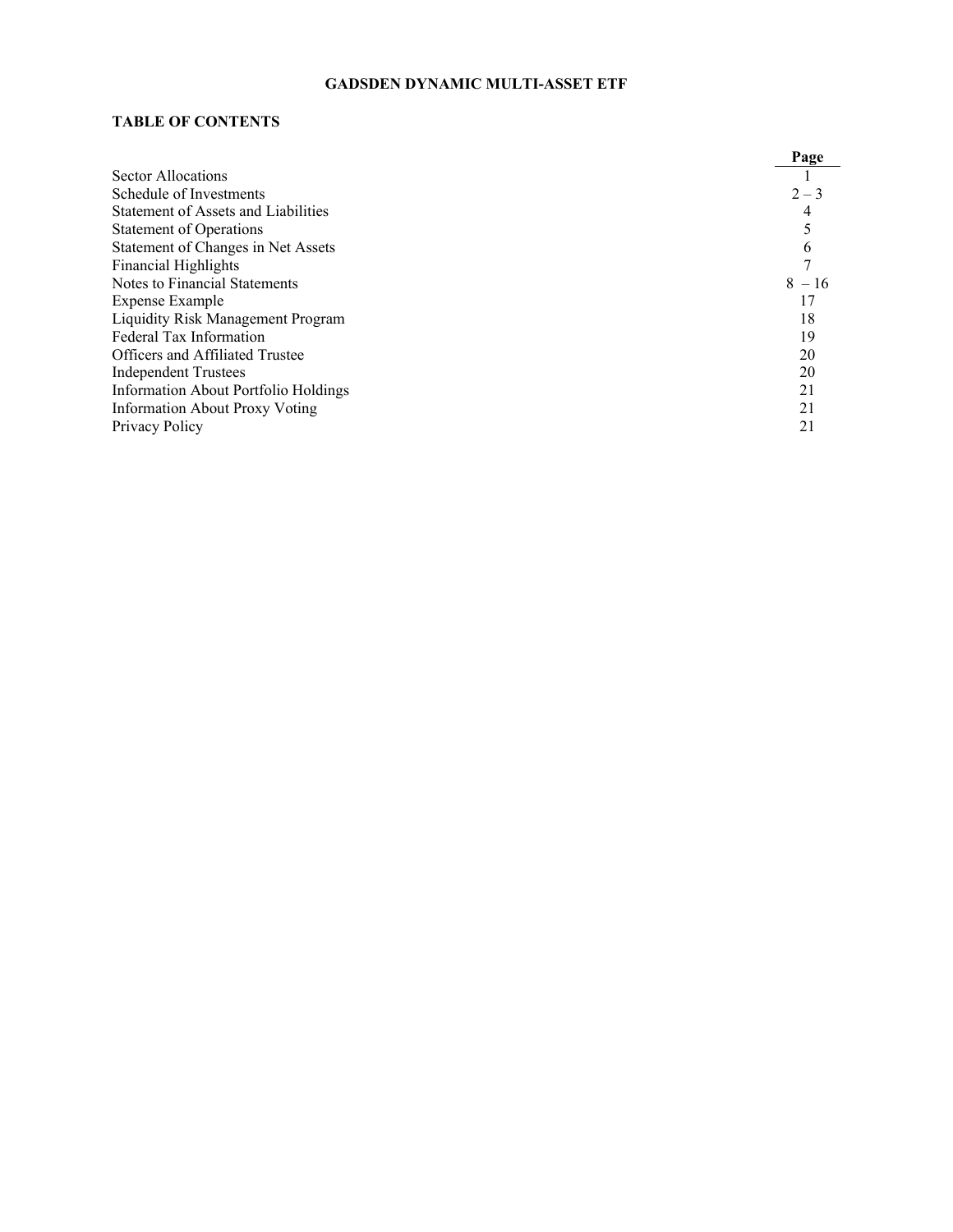# GADSDEN DYNAMIC MULTI-ASSET ETF

## TABLE OF CONTENTS

| | Page |
|---|---|
| Sector Allocations | 1 |
| Schedule of Investments | 2 – 3 |
| Statement of Assets and Liabilities | 4 |
| Statement of Operations | 5 |
| Statement of Changes in Net Assets | 6 |
| Financial Highlights | 7 |
| Notes to Financial Statements | 8 – 16 |
| Expense Example | 17 |
| Liquidity Risk Management Program | 18 |
| Federal Tax Information | 19 |
| Officers and Affiliated Trustee | 20 |
| Independent Trustees | 20 |
| Information About Portfolio Holdings | 21 |
| Information About Proxy Voting | 21 |
| Privacy Policy | 21 |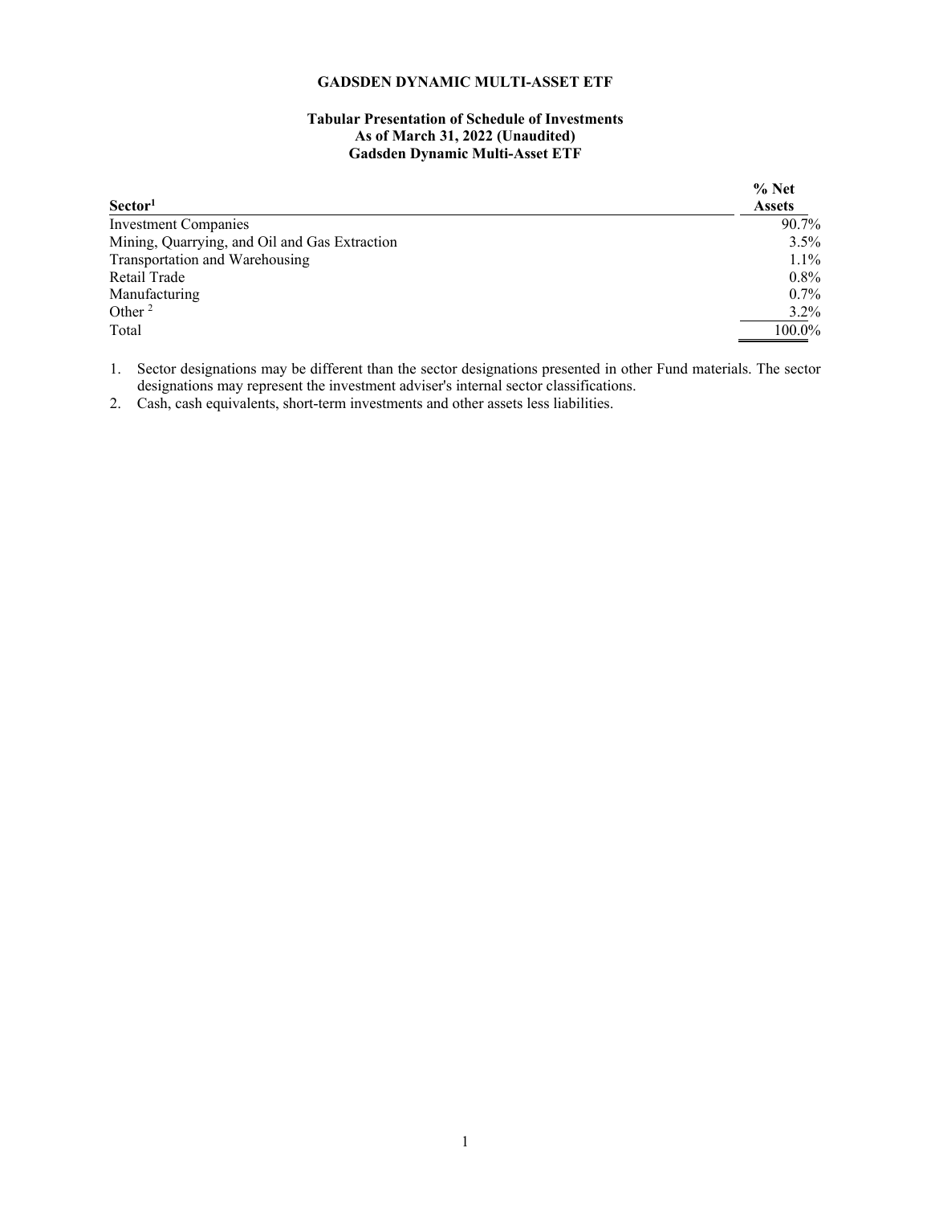**GADSDEN DYNAMIC MULTI-ASSET ETF**

**Tabular Presentation of Schedule of Investments**
**As of March 31, 2022 (Unaudited)**
**Gadsden Dynamic Multi-Asset ETF**

| Sector[1] | % Net Assets |
|---|---|
| Investment Companies | 90.7% |
| Mining, Quarrying, and Oil and Gas Extraction | 3.5% |
| Transportation and Warehousing | 1.1% |
| Retail Trade | 0.8% |
| Manufacturing | 0.7% |
| Other [2] | 3.2% |
| Total | 100.0% |

1. Sector designations may be different than the sector designations presented in other Fund materials. The sector designations may represent the investment adviser's internal sector classifications.
2. Cash, cash equivalents, short-term investments and other assets less liabilities.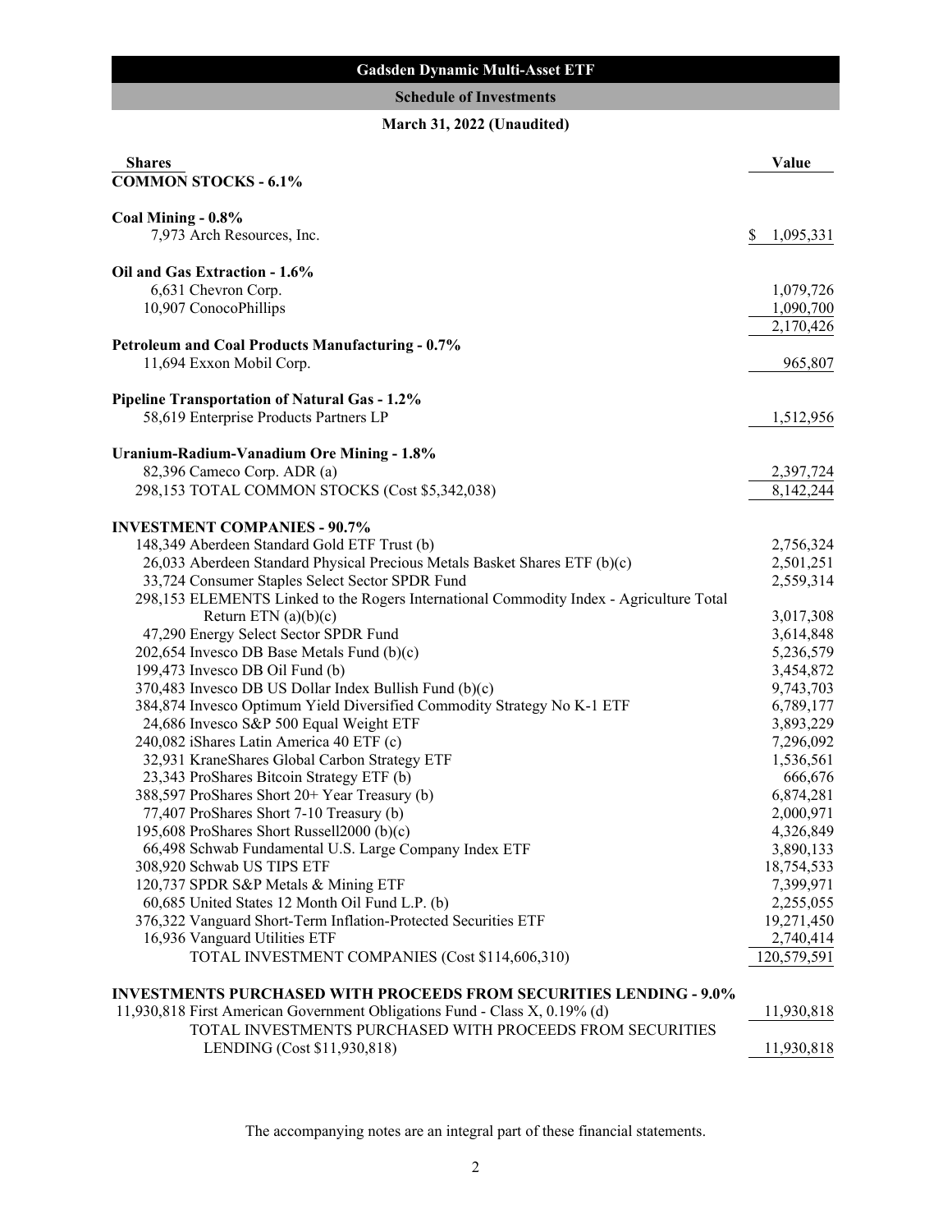## Gadsden Dynamic Multi-Asset ETF

### Schedule of Investments

**March 31, 2022 (Unaudited)**

| Shares | | Value |
|---|---|---|
| **COMMON STOCKS - 6.1%** | | |
| **Coal Mining - 0.8%** | | |
| 7,973 | Arch Resources, Inc. | $ 1,095,331 |
| **Oil and Gas Extraction - 1.6%** | | |
| 6,631 | Chevron Corp. | 1,079,726 |
| 10,907 | ConocoPhillips | 1,090,700 |
| | | 2,170,426 |
| **Petroleum and Coal Products Manufacturing - 0.7%** | | |
| 11,694 | Exxon Mobil Corp. | 965,807 |
| **Pipeline Transportation of Natural Gas - 1.2%** | | |
| 58,619 | Enterprise Products Partners LP | 1,512,956 |
| **Uranium-Radium-Vanadium Ore Mining - 1.8%** | | |
| 82,396 | Cameco Corp. ADR (a) | 2,397,724 |
| 298,153 | TOTAL COMMON STOCKS (Cost $5,342,038) | 8,142,244 |
| **INVESTMENT COMPANIES - 90.7%** | | |
| 148,349 | Aberdeen Standard Gold ETF Trust (b) | 2,756,324 |
| 26,033 | Aberdeen Standard Physical Precious Metals Basket Shares ETF (b)(c) | 2,501,251 |
| 33,724 | Consumer Staples Select Sector SPDR Fund | 2,559,314 |
| 298,153 | ELEMENTS Linked to the Rogers International Commodity Index - Agriculture Total Return ETN (a)(b)(c) | 3,017,308 |
| 47,290 | Energy Select Sector SPDR Fund | 3,614,848 |
| 202,654 | Invesco DB Base Metals Fund (b)(c) | 5,236,579 |
| 199,473 | Invesco DB Oil Fund (b) | 3,454,872 |
| 370,483 | Invesco DB US Dollar Index Bullish Fund (b)(c) | 9,743,703 |
| 384,874 | Invesco Optimum Yield Diversified Commodity Strategy No K-1 ETF | 6,789,177 |
| 24,686 | Invesco S&P 500 Equal Weight ETF | 3,893,229 |
| 240,082 | iShares Latin America 40 ETF (c) | 7,296,092 |
| 32,931 | KraneShares Global Carbon Strategy ETF | 1,536,561 |
| 23,343 | ProShares Bitcoin Strategy ETF (b) | 666,676 |
| 388,597 | ProShares Short 20+ Year Treasury (b) | 6,874,281 |
| 77,407 | ProShares Short 7-10 Treasury (b) | 2,000,971 |
| 195,608 | ProShares Short Russell2000 (b)(c) | 4,326,849 |
| 66,498 | Schwab Fundamental U.S. Large Company Index ETF | 3,890,133 |
| 308,920 | Schwab US TIPS ETF | 18,754,533 |
| 120,737 | SPDR S&P Metals & Mining ETF | 7,399,971 |
| 60,685 | United States 12 Month Oil Fund L.P. (b) | 2,255,055 |
| 376,322 | Vanguard Short-Term Inflation-Protected Securities ETF | 19,271,450 |
| 16,936 | Vanguard Utilities ETF | 2,740,414 |
| | TOTAL INVESTMENT COMPANIES (Cost $114,606,310) | 120,579,591 |
| **INVESTMENTS PURCHASED WITH PROCEEDS FROM SECURITIES LENDING - 9.0%** | | |
| 11,930,818 | First American Government Obligations Fund - Class X, 0.19% (d) | 11,930,818 |
| | TOTAL INVESTMENTS PURCHASED WITH PROCEEDS FROM SECURITIES LENDING (Cost $11,930,818) | 11,930,818 |

The accompanying notes are an integral part of these financial statements.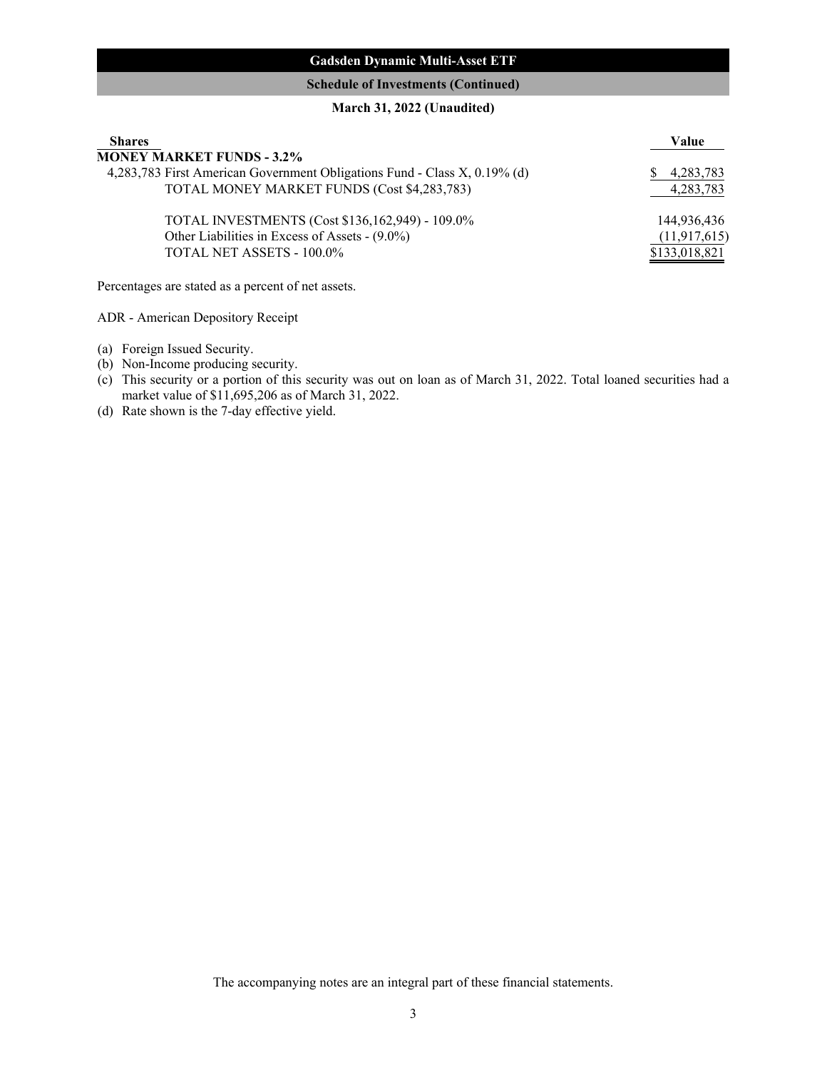## Gadsden Dynamic Multi-Asset ETF

### Schedule of Investments (Continued)

**March 31, 2022 (Unaudited)**

| Shares | | Value |
|---|---|---|
| **MONEY MARKET FUNDS - 3.2%** | | |
| 4,283,783 | First American Government Obligations Fund - Class X, 0.19% (d) | $ 4,283,783 |
| | TOTAL MONEY MARKET FUNDS (Cost $4,283,783) | 4,283,783 |
| | | |
| | TOTAL INVESTMENTS (Cost $136,162,949) - 109.0% | 144,936,436 |
| | Other Liabilities in Excess of Assets - (9.0%) | (11,917,615) |
| | TOTAL NET ASSETS - 100.0% | $133,018,821 |

Percentages are stated as a percent of net assets.

ADR - American Depository Receipt

(a) Foreign Issued Security.
(b) Non-Income producing security.
(c) This security or a portion of this security was out on loan as of March 31, 2022. Total loaned securities had a market value of $11,695,206 as of March 31, 2022.
(d) Rate shown is the 7-day effective yield.

The accompanying notes are an integral part of these financial statements.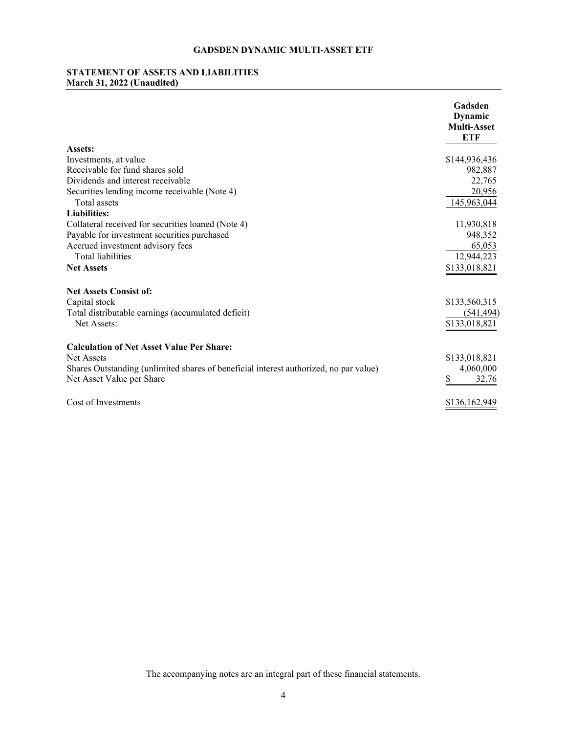# GADSDEN DYNAMIC MULTI-ASSET ETF

## STATEMENT OF ASSETS AND LIABILITIES
**March 31, 2022 (Unaudited)**

| | Gadsden Dynamic Multi-Asset ETF |
|---|---|
| **Assets:** | |
| Investments, at value | $144,936,436 |
| Receivable for fund shares sold | 982,887 |
| Dividends and interest receivable | 22,765 |
| Securities lending income receivable (Note 4) | 20,956 |
| Total assets | 145,963,044 |
| **Liabilities:** | |
| Collateral received for securities loaned (Note 4) | 11,930,818 |
| Payable for investment securities purchased | 948,352 |
| Accrued investment advisory fees | 65,053 |
| Total liabilities | 12,944,223 |
| **Net Assets** | $133,018,821 |
| | |
| **Net Assets Consist of:** | |
| Capital stock | $133,560,315 |
| Total distributable earnings (accumulated deficit) | (541,494) |
| Net Assets: | $133,018,821 |
| | |
| **Calculation of Net Asset Value Per Share:** | |
| Net Assets | $133,018,821 |
| Shares Outstanding (unlimited shares of beneficial interest authorized, no par value) | 4,060,000 |
| Net Asset Value per Share | $ 32.76 |
| | |
| Cost of Investments | $136,162,949 |

The accompanying notes are an integral part of these financial statements.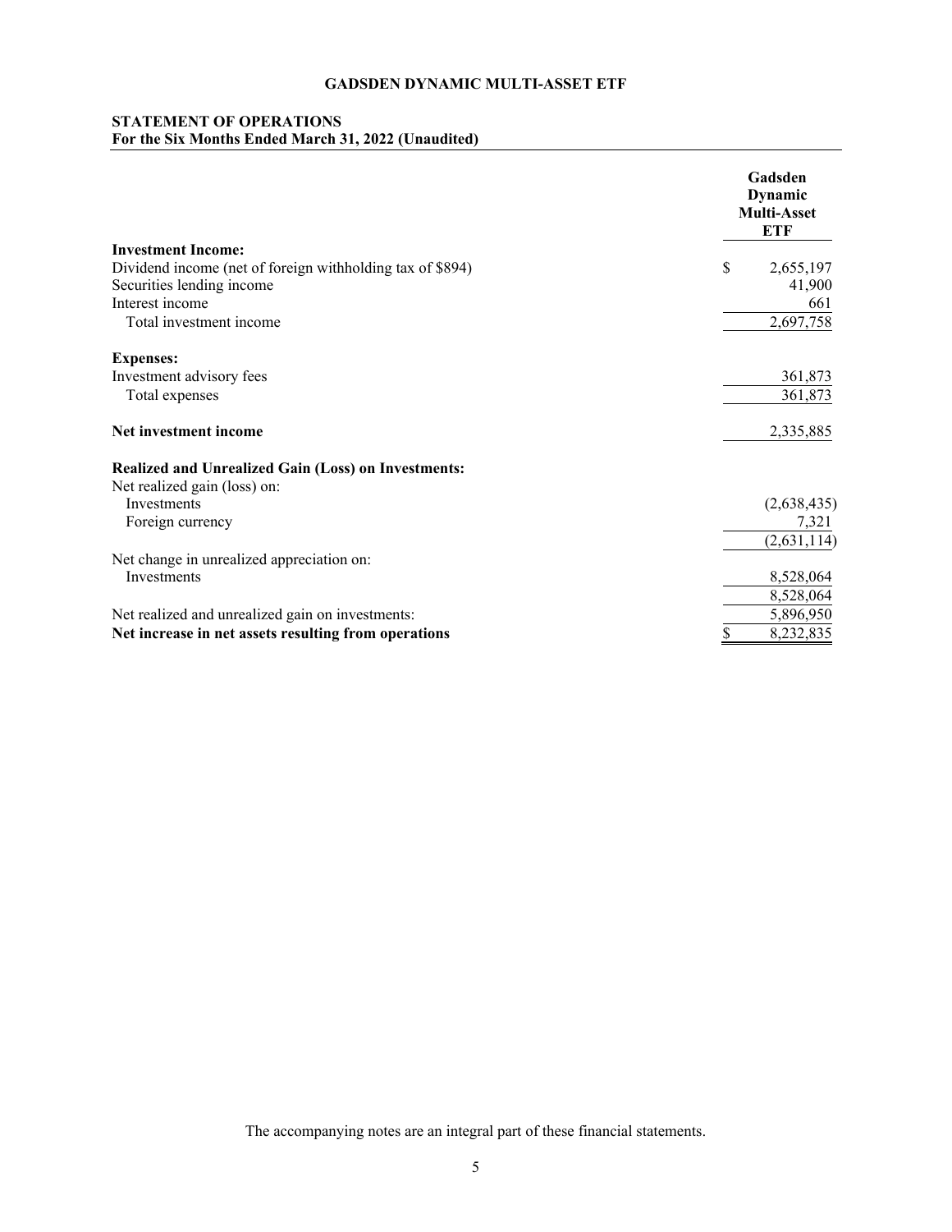**GADSDEN DYNAMIC MULTI-ASSET ETF**

**STATEMENT OF OPERATIONS**
**For the Six Months Ended March 31, 2022 (Unaudited)**

| | Gadsden Dynamic Multi-Asset ETF |
|---|---|
| **Investment Income:** | |
| Dividend income (net of foreign withholding tax of $894) | $ 2,655,197 |
| Securities lending income | 41,900 |
| Interest income | 661 |
| Total investment income | 2,697,758 |
| **Expenses:** | |
| Investment advisory fees | 361,873 |
| Total expenses | 361,873 |
| **Net investment income** | 2,335,885 |
| **Realized and Unrealized Gain (Loss) on Investments:** | |
| Net realized gain (loss) on: | |
| Investments | (2,638,435) |
| Foreign currency | 7,321 |
| | (2,631,114) |
| Net change in unrealized appreciation on: | |
| Investments | 8,528,064 |
| | 8,528,064 |
| Net realized and unrealized gain on investments: | 5,896,950 |
| **Net increase in net assets resulting from operations** | $ 8,232,835 |

The accompanying notes are an integral part of these financial statements.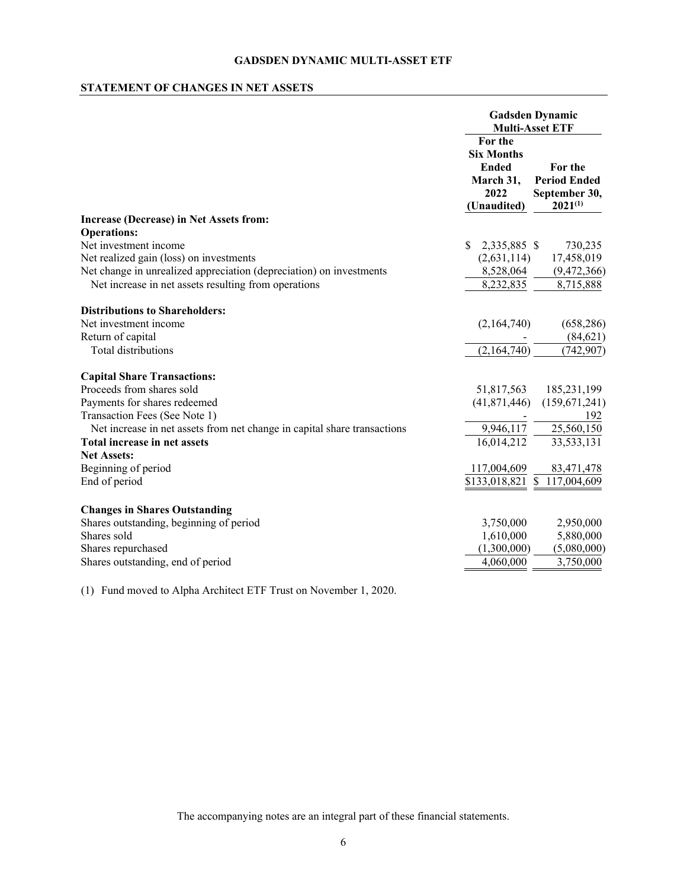# GADSDEN DYNAMIC MULTI-ASSET ETF

## STATEMENT OF CHANGES IN NET ASSETS

| | Gadsden Dynamic Multi-Asset ETF | |
|---|---|---|
| | For the Six Months Ended March 31, 2022 (Unaudited) | For the Period Ended September 30, 2021[1] |
| **Increase (Decrease) in Net Assets from:** | | |
| **Operations:** | | |
| Net investment income | $ 2,335,885 | $ 730,235 |
| Net realized gain (loss) on investments | (2,631,114) | 17,458,019 |
| Net change in unrealized appreciation (depreciation) on investments | 8,528,064 | (9,472,366) |
| Net increase in net assets resulting from operations | 8,232,835 | 8,715,888 |
| **Distributions to Shareholders:** | | |
| Net investment income | (2,164,740) | (658,286) |
| Return of capital | - | (84,621) |
| Total distributions | (2,164,740) | (742,907) |
| **Capital Share Transactions:** | | |
| Proceeds from shares sold | 51,817,563 | 185,231,199 |
| Payments for shares redeemed | (41,871,446) | (159,671,241) |
| Transaction Fees (See Note 1) | - | 192 |
| Net increase in net assets from net change in capital share transactions | 9,946,117 | 25,560,150 |
| **Total increase in net assets** | 16,014,212 | 33,533,131 |
| **Net Assets:** | | |
| Beginning of period | 117,004,609 | 83,471,478 |
| End of period | $133,018,821 | $ 117,004,609 |
| **Changes in Shares Outstanding** | | |
| Shares outstanding, beginning of period | 3,750,000 | 2,950,000 |
| Shares sold | 1,610,000 | 5,880,000 |
| Shares repurchased | (1,300,000) | (5,080,000) |
| Shares outstanding, end of period | 4,060,000 | 3,750,000 |

(1) Fund moved to Alpha Architect ETF Trust on November 1, 2020.

The accompanying notes are an integral part of these financial statements.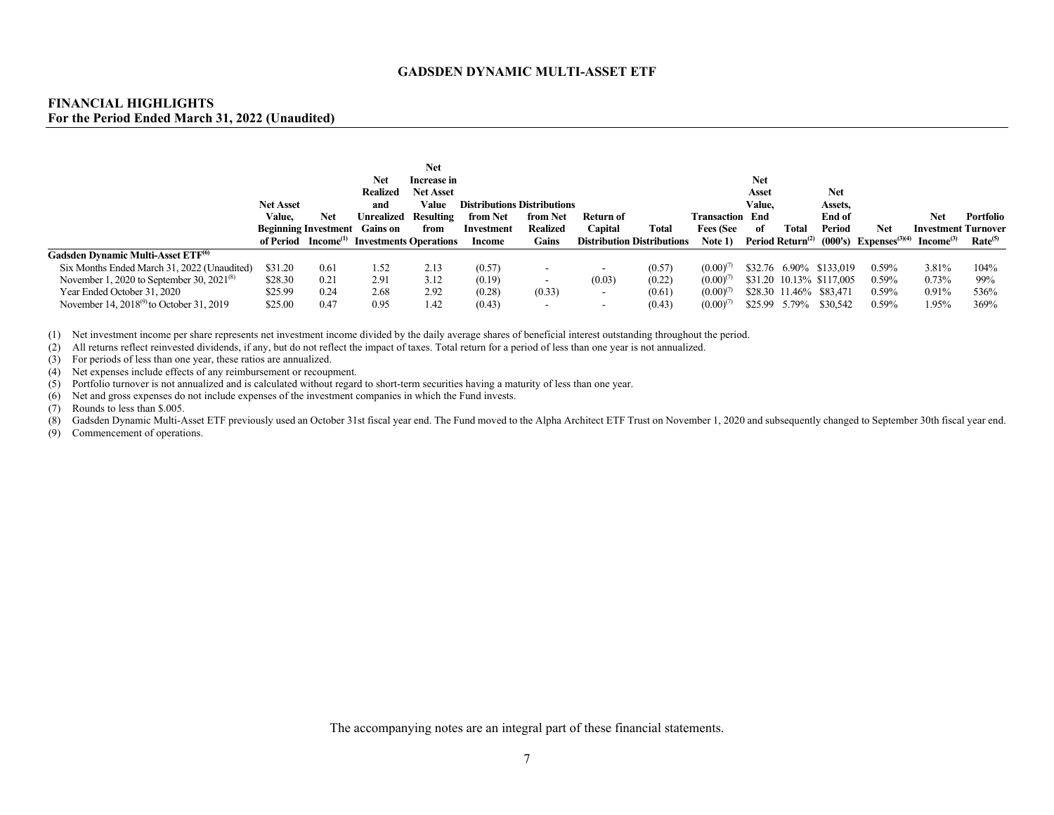**GADSDEN DYNAMIC MULTI-ASSET ETF**

## FINANCIAL HIGHLIGHTS
### For the Period Ended March 31, 2022 (Unaudited)

| | Net Asset Value, Beginning of Period | Net Investment Income[(1)] | Net Realized and Unrealized Gains on Investments | Net Increase in Net Asset Value Resulting from Operations | Distributions from Net Investment Income | Distributions from Net Realized Gains | Return of Capital Distribution | Total Distributions | Transaction Fees (See Note 1) | Net Asset Value, End of Period | Total Return[(2)] | Net Assets, End of Period (000's) | Net Expenses[(3)(4)] | Net Investment Income[(3)] | Portfolio Turnover Rate[(5)] |
|---|---|---|---|---|---|---|---|---|---|---|---|---|---|---|---|
| **Gadsden Dynamic Multi-Asset ETF[(6)]** | | | | | | | | | | | | | | | |
| Six Months Ended March 31, 2022 (Unaudited) | $31.20 | 0.61 | 1.52 | 2.13 | (0.57) | - | - | (0.57) | (0.00)[(7)] | $32.76 | 6.90% | $133,019 | 0.59% | 3.81% | 104% |
| November 1, 2020 to September 30, 2021[(8)] | $28.30 | 0.21 | 2.91 | 3.12 | (0.19) | - | (0.03) | (0.22) | (0.00)[(7)] | $31.20 | 10.13% | $117,005 | 0.59% | 0.73% | 99% |
| Year Ended October 31, 2020 | $25.99 | 0.24 | 2.68 | 2.92 | (0.28) | (0.33) | - | (0.61) | (0.00)[(7)] | $28.30 | 11.46% | $83,471 | 0.59% | 0.91% | 536% |
| November 14, 2018[(9)] to October 31, 2019 | $25.00 | 0.47 | 0.95 | 1.42 | (0.43) | - | - | (0.43) | (0.00)[(7)] | $25.99 | 5.79% | $30,542 | 0.59% | 1.95% | 369% |

(1) Net investment income per share represents net investment income divided by the daily average shares of beneficial interest outstanding throughout the period.
(2) All returns reflect reinvested dividends, if any, but do not reflect the impact of taxes. Total return for a period of less than one year is not annualized.
(3) For periods of less than one year, these ratios are annualized.
(4) Net expenses include effects of any reimbursement or recoupment.
(5) Portfolio turnover is not annualized and is calculated without regard to short-term securities having a maturity of less than one year.
(6) Net and gross expenses do not include expenses of the investment companies in which the Fund invests.
(7) Rounds to less than $.005.
(8) Gadsden Dynamic Multi-Asset ETF previously used an October 31st fiscal year end. The Fund moved to the Alpha Architect ETF Trust on November 1, 2020 and subsequently changed to September 30th fiscal year end.
(9) Commencement of operations.

The accompanying notes are an integral part of these financial statements.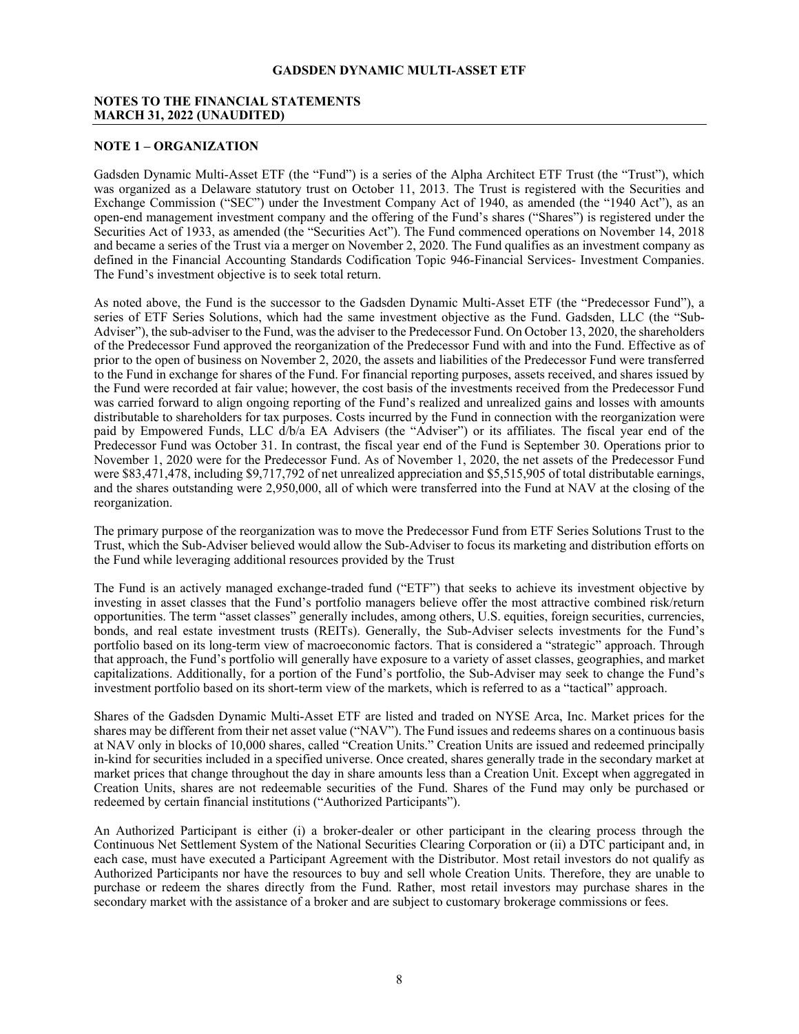# GADSDEN DYNAMIC MULTI-ASSET ETF

## NOTES TO THE FINANCIAL STATEMENTS
## MARCH 31, 2022 (UNAUDITED)

### NOTE 1 – ORGANIZATION

Gadsden Dynamic Multi-Asset ETF (the "Fund") is a series of the Alpha Architect ETF Trust (the "Trust"), which was organized as a Delaware statutory trust on October 11, 2013. The Trust is registered with the Securities and Exchange Commission ("SEC") under the Investment Company Act of 1940, as amended (the "1940 Act"), as an open-end management investment company and the offering of the Fund's shares ("Shares") is registered under the Securities Act of 1933, as amended (the "Securities Act"). The Fund commenced operations on November 14, 2018 and became a series of the Trust via a merger on November 2, 2020. The Fund qualifies as an investment company as defined in the Financial Accounting Standards Codification Topic 946-Financial Services- Investment Companies. The Fund's investment objective is to seek total return.

As noted above, the Fund is the successor to the Gadsden Dynamic Multi-Asset ETF (the "Predecessor Fund"), a series of ETF Series Solutions, which had the same investment objective as the Fund. Gadsden, LLC (the "Sub-Adviser"), the sub-adviser to the Fund, was the adviser to the Predecessor Fund. On October 13, 2020, the shareholders of the Predecessor Fund approved the reorganization of the Predecessor Fund with and into the Fund. Effective as of prior to the open of business on November 2, 2020, the assets and liabilities of the Predecessor Fund were transferred to the Fund in exchange for shares of the Fund. For financial reporting purposes, assets received, and shares issued by the Fund were recorded at fair value; however, the cost basis of the investments received from the Predecessor Fund was carried forward to align ongoing reporting of the Fund's realized and unrealized gains and losses with amounts distributable to shareholders for tax purposes. Costs incurred by the Fund in connection with the reorganization were paid by Empowered Funds, LLC d/b/a EA Advisers (the "Adviser") or its affiliates. The fiscal year end of the Predecessor Fund was October 31. In contrast, the fiscal year end of the Fund is September 30. Operations prior to November 1, 2020 were for the Predecessor Fund. As of November 1, 2020, the net assets of the Predecessor Fund were \$83,471,478, including \$9,717,792 of net unrealized appreciation and \$5,515,905 of total distributable earnings, and the shares outstanding were 2,950,000, all of which were transferred into the Fund at NAV at the closing of the reorganization.

The primary purpose of the reorganization was to move the Predecessor Fund from ETF Series Solutions Trust to the Trust, which the Sub-Adviser believed would allow the Sub-Adviser to focus its marketing and distribution efforts on the Fund while leveraging additional resources provided by the Trust

The Fund is an actively managed exchange-traded fund ("ETF") that seeks to achieve its investment objective by investing in asset classes that the Fund's portfolio managers believe offer the most attractive combined risk/return opportunities. The term "asset classes" generally includes, among others, U.S. equities, foreign securities, currencies, bonds, and real estate investment trusts (REITs). Generally, the Sub-Adviser selects investments for the Fund's portfolio based on its long-term view of macroeconomic factors. That is considered a "strategic" approach. Through that approach, the Fund's portfolio will generally have exposure to a variety of asset classes, geographies, and market capitalizations. Additionally, for a portion of the Fund's portfolio, the Sub-Adviser may seek to change the Fund's investment portfolio based on its short-term view of the markets, which is referred to as a "tactical" approach.

Shares of the Gadsden Dynamic Multi-Asset ETF are listed and traded on NYSE Arca, Inc. Market prices for the shares may be different from their net asset value ("NAV"). The Fund issues and redeems shares on a continuous basis at NAV only in blocks of 10,000 shares, called "Creation Units." Creation Units are issued and redeemed principally in-kind for securities included in a specified universe. Once created, shares generally trade in the secondary market at market prices that change throughout the day in share amounts less than a Creation Unit. Except when aggregated in Creation Units, shares are not redeemable securities of the Fund. Shares of the Fund may only be purchased or redeemed by certain financial institutions ("Authorized Participants").

An Authorized Participant is either (i) a broker-dealer or other participant in the clearing process through the Continuous Net Settlement System of the National Securities Clearing Corporation or (ii) a DTC participant and, in each case, must have executed a Participant Agreement with the Distributor. Most retail investors do not qualify as Authorized Participants nor have the resources to buy and sell whole Creation Units. Therefore, they are unable to purchase or redeem the shares directly from the Fund. Rather, most retail investors may purchase shares in the secondary market with the assistance of a broker and are subject to customary brokerage commissions or fees.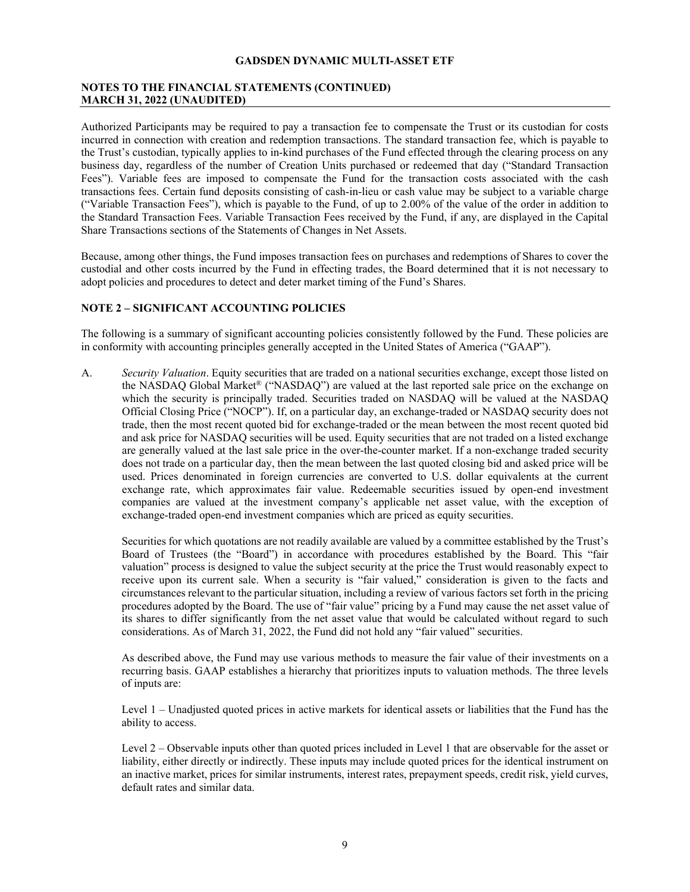Authorized Participants may be required to pay a transaction fee to compensate the Trust or its custodian for costs incurred in connection with creation and redemption transactions. The standard transaction fee, which is payable to the Trust's custodian, typically applies to in-kind purchases of the Fund effected through the clearing process on any business day, regardless of the number of Creation Units purchased or redeemed that day ("Standard Transaction Fees"). Variable fees are imposed to compensate the Fund for the transaction costs associated with the cash transactions fees. Certain fund deposits consisting of cash-in-lieu or cash value may be subject to a variable charge ("Variable Transaction Fees"), which is payable to the Fund, of up to 2.00% of the value of the order in addition to the Standard Transaction Fees. Variable Transaction Fees received by the Fund, if any, are displayed in the Capital Share Transactions sections of the Statements of Changes in Net Assets.

Because, among other things, the Fund imposes transaction fees on purchases and redemptions of Shares to cover the custodial and other costs incurred by the Fund in effecting trades, the Board determined that it is not necessary to adopt policies and procedures to detect and deter market timing of the Fund's Shares.

## NOTE 2 – SIGNIFICANT ACCOUNTING POLICIES

The following is a summary of significant accounting policies consistently followed by the Fund. These policies are in conformity with accounting principles generally accepted in the United States of America ("GAAP").

A. *Security Valuation*. Equity securities that are traded on a national securities exchange, except those listed on the NASDAQ Global Market® ("NASDAQ") are valued at the last reported sale price on the exchange on which the security is principally traded. Securities traded on NASDAQ will be valued at the NASDAQ Official Closing Price ("NOCP"). If, on a particular day, an exchange-traded or NASDAQ security does not trade, then the most recent quoted bid for exchange-traded or the mean between the most recent quoted bid and ask price for NASDAQ securities will be used. Equity securities that are not traded on a listed exchange are generally valued at the last sale price in the over-the-counter market. If a non-exchange traded security does not trade on a particular day, then the mean between the last quoted closing bid and asked price will be used. Prices denominated in foreign currencies are converted to U.S. dollar equivalents at the current exchange rate, which approximates fair value. Redeemable securities issued by open-end investment companies are valued at the investment company's applicable net asset value, with the exception of exchange-traded open-end investment companies which are priced as equity securities.

   Securities for which quotations are not readily available are valued by a committee established by the Trust's Board of Trustees (the "Board") in accordance with procedures established by the Board. This "fair valuation" process is designed to value the subject security at the price the Trust would reasonably expect to receive upon its current sale. When a security is "fair valued," consideration is given to the facts and circumstances relevant to the particular situation, including a review of various factors set forth in the pricing procedures adopted by the Board. The use of "fair value" pricing by a Fund may cause the net asset value of its shares to differ significantly from the net asset value that would be calculated without regard to such considerations. As of March 31, 2022, the Fund did not hold any "fair valued" securities.

   As described above, the Fund may use various methods to measure the fair value of their investments on a recurring basis. GAAP establishes a hierarchy that prioritizes inputs to valuation methods. The three levels of inputs are:

   Level 1 – Unadjusted quoted prices in active markets for identical assets or liabilities that the Fund has the ability to access.

   Level 2 – Observable inputs other than quoted prices included in Level 1 that are observable for the asset or liability, either directly or indirectly. These inputs may include quoted prices for the identical instrument on an inactive market, prices for similar instruments, interest rates, prepayment speeds, credit risk, yield curves, default rates and similar data.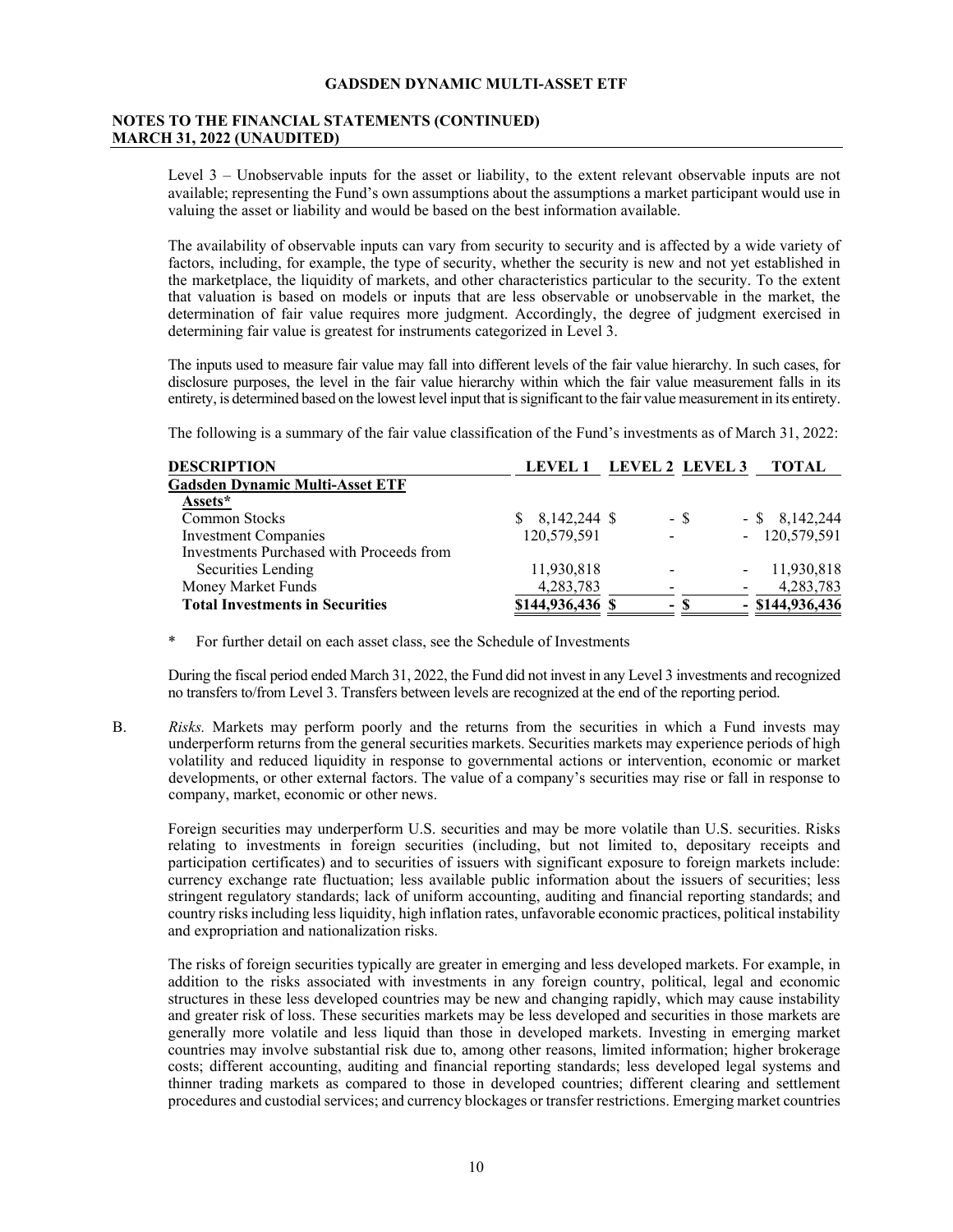Level 3 – Unobservable inputs for the asset or liability, to the extent relevant observable inputs are not available; representing the Fund's own assumptions about the assumptions a market participant would use in valuing the asset or liability and would be based on the best information available.

The availability of observable inputs can vary from security to security and is affected by a wide variety of factors, including, for example, the type of security, whether the security is new and not yet established in the marketplace, the liquidity of markets, and other characteristics particular to the security. To the extent that valuation is based on models or inputs that are less observable or unobservable in the market, the determination of fair value requires more judgment. Accordingly, the degree of judgment exercised in determining fair value is greatest for instruments categorized in Level 3.

The inputs used to measure fair value may fall into different levels of the fair value hierarchy. In such cases, for disclosure purposes, the level in the fair value hierarchy within which the fair value measurement falls in its entirety, is determined based on the lowest level input that is significant to the fair value measurement in its entirety.

The following is a summary of the fair value classification of the Fund's investments as of March 31, 2022:

| DESCRIPTION | LEVEL 1 | LEVEL 2 | LEVEL 3 | TOTAL |
|---|---|---|---|---|
| **Gadsden Dynamic Multi-Asset ETF** | | | | |
| **Assets*** | | | | |
| Common Stocks | $ 8,142,244 | $ - | $ - | $ 8,142,244 |
| Investment Companies | 120,579,591 | - | - | 120,579,591 |
| Investments Purchased with Proceeds from Securities Lending | 11,930,818 | - | - | 11,930,818 |
| Money Market Funds | 4,283,783 | - | - | 4,283,783 |
| **Total Investments in Securities** | **$144,936,436** | **$ -** | **$ -** | **$144,936,436** |

\* For further detail on each asset class, see the Schedule of Investments

During the fiscal period ended March 31, 2022, the Fund did not invest in any Level 3 investments and recognized no transfers to/from Level 3. Transfers between levels are recognized at the end of the reporting period.

B. *Risks.* Markets may perform poorly and the returns from the securities in which a Fund invests may underperform returns from the general securities markets. Securities markets may experience periods of high volatility and reduced liquidity in response to governmental actions or intervention, economic or market developments, or other external factors. The value of a company's securities may rise or fall in response to company, market, economic or other news.

Foreign securities may underperform U.S. securities and may be more volatile than U.S. securities. Risks relating to investments in foreign securities (including, but not limited to, depositary receipts and participation certificates) and to securities of issuers with significant exposure to foreign markets include: currency exchange rate fluctuation; less available public information about the issuers of securities; less stringent regulatory standards; lack of uniform accounting, auditing and financial reporting standards; and country risks including less liquidity, high inflation rates, unfavorable economic practices, political instability and expropriation and nationalization risks.

The risks of foreign securities typically are greater in emerging and less developed markets. For example, in addition to the risks associated with investments in any foreign country, political, legal and economic structures in these less developed countries may be new and changing rapidly, which may cause instability and greater risk of loss. These securities markets may be less developed and securities in those markets are generally more volatile and less liquid than those in developed markets. Investing in emerging market countries may involve substantial risk due to, among other reasons, limited information; higher brokerage costs; different accounting, auditing and financial reporting standards; less developed legal systems and thinner trading markets as compared to those in developed countries; different clearing and settlement procedures and custodial services; and currency blockages or transfer restrictions. Emerging market countries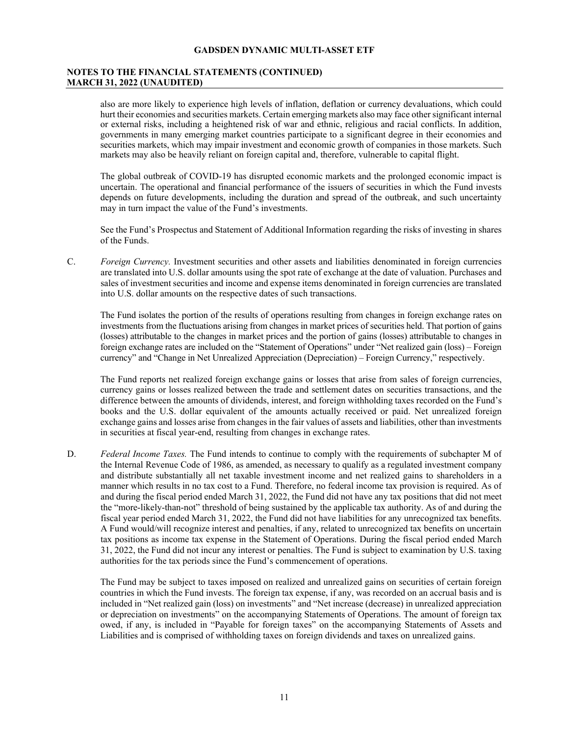also are more likely to experience high levels of inflation, deflation or currency devaluations, which could hurt their economies and securities markets. Certain emerging markets also may face other significant internal or external risks, including a heightened risk of war and ethnic, religious and racial conflicts. In addition, governments in many emerging market countries participate to a significant degree in their economies and securities markets, which may impair investment and economic growth of companies in those markets. Such markets may also be heavily reliant on foreign capital and, therefore, vulnerable to capital flight.

The global outbreak of COVID-19 has disrupted economic markets and the prolonged economic impact is uncertain. The operational and financial performance of the issuers of securities in which the Fund invests depends on future developments, including the duration and spread of the outbreak, and such uncertainty may in turn impact the value of the Fund's investments.

See the Fund's Prospectus and Statement of Additional Information regarding the risks of investing in shares of the Funds.

C. *Foreign Currency.* Investment securities and other assets and liabilities denominated in foreign currencies are translated into U.S. dollar amounts using the spot rate of exchange at the date of valuation. Purchases and sales of investment securities and income and expense items denominated in foreign currencies are translated into U.S. dollar amounts on the respective dates of such transactions.

The Fund isolates the portion of the results of operations resulting from changes in foreign exchange rates on investments from the fluctuations arising from changes in market prices of securities held. That portion of gains (losses) attributable to the changes in market prices and the portion of gains (losses) attributable to changes in foreign exchange rates are included on the "Statement of Operations" under "Net realized gain (loss) – Foreign currency" and "Change in Net Unrealized Appreciation (Depreciation) – Foreign Currency," respectively.

The Fund reports net realized foreign exchange gains or losses that arise from sales of foreign currencies, currency gains or losses realized between the trade and settlement dates on securities transactions, and the difference between the amounts of dividends, interest, and foreign withholding taxes recorded on the Fund's books and the U.S. dollar equivalent of the amounts actually received or paid. Net unrealized foreign exchange gains and losses arise from changes in the fair values of assets and liabilities, other than investments in securities at fiscal year-end, resulting from changes in exchange rates.

D. *Federal Income Taxes.* The Fund intends to continue to comply with the requirements of subchapter M of the Internal Revenue Code of 1986, as amended, as necessary to qualify as a regulated investment company and distribute substantially all net taxable investment income and net realized gains to shareholders in a manner which results in no tax cost to a Fund. Therefore, no federal income tax provision is required. As of and during the fiscal period ended March 31, 2022, the Fund did not have any tax positions that did not meet the "more-likely-than-not" threshold of being sustained by the applicable tax authority. As of and during the fiscal year period ended March 31, 2022, the Fund did not have liabilities for any unrecognized tax benefits. A Fund would/will recognize interest and penalties, if any, related to unrecognized tax benefits on uncertain tax positions as income tax expense in the Statement of Operations. During the fiscal period ended March 31, 2022, the Fund did not incur any interest or penalties. The Fund is subject to examination by U.S. taxing authorities for the tax periods since the Fund's commencement of operations.

The Fund may be subject to taxes imposed on realized and unrealized gains on securities of certain foreign countries in which the Fund invests. The foreign tax expense, if any, was recorded on an accrual basis and is included in "Net realized gain (loss) on investments" and "Net increase (decrease) in unrealized appreciation or depreciation on investments" on the accompanying Statements of Operations. The amount of foreign tax owed, if any, is included in "Payable for foreign taxes" on the accompanying Statements of Assets and Liabilities and is comprised of withholding taxes on foreign dividends and taxes on unrealized gains.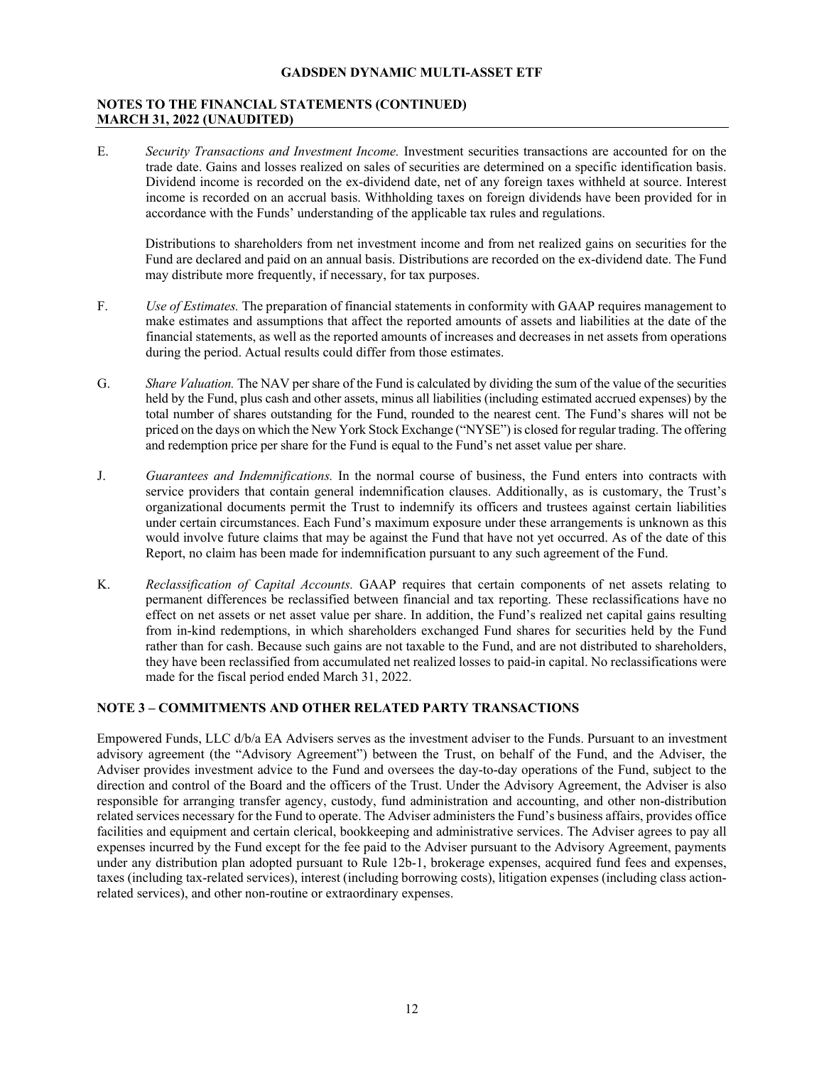E. *Security Transactions and Investment Income.* Investment securities transactions are accounted for on the trade date. Gains and losses realized on sales of securities are determined on a specific identification basis. Dividend income is recorded on the ex-dividend date, net of any foreign taxes withheld at source. Interest income is recorded on an accrual basis. Withholding taxes on foreign dividends have been provided for in accordance with the Funds' understanding of the applicable tax rules and regulations.

   Distributions to shareholders from net investment income and from net realized gains on securities for the Fund are declared and paid on an annual basis. Distributions are recorded on the ex-dividend date. The Fund may distribute more frequently, if necessary, for tax purposes.

F. *Use of Estimates.* The preparation of financial statements in conformity with GAAP requires management to make estimates and assumptions that affect the reported amounts of assets and liabilities at the date of the financial statements, as well as the reported amounts of increases and decreases in net assets from operations during the period. Actual results could differ from those estimates.

G. *Share Valuation.* The NAV per share of the Fund is calculated by dividing the sum of the value of the securities held by the Fund, plus cash and other assets, minus all liabilities (including estimated accrued expenses) by the total number of shares outstanding for the Fund, rounded to the nearest cent. The Fund's shares will not be priced on the days on which the New York Stock Exchange ("NYSE") is closed for regular trading. The offering and redemption price per share for the Fund is equal to the Fund's net asset value per share.

J. *Guarantees and Indemnifications.* In the normal course of business, the Fund enters into contracts with service providers that contain general indemnification clauses. Additionally, as is customary, the Trust's organizational documents permit the Trust to indemnify its officers and trustees against certain liabilities under certain circumstances. Each Fund's maximum exposure under these arrangements is unknown as this would involve future claims that may be against the Fund that have not yet occurred. As of the date of this Report, no claim has been made for indemnification pursuant to any such agreement of the Fund.

K. *Reclassification of Capital Accounts.* GAAP requires that certain components of net assets relating to permanent differences be reclassified between financial and tax reporting. These reclassifications have no effect on net assets or net asset value per share. In addition, the Fund's realized net capital gains resulting from in-kind redemptions, in which shareholders exchanged Fund shares for securities held by the Fund rather than for cash. Because such gains are not taxable to the Fund, and are not distributed to shareholders, they have been reclassified from accumulated net realized losses to paid-in capital. No reclassifications were made for the fiscal period ended March 31, 2022.

## NOTE 3 – COMMITMENTS AND OTHER RELATED PARTY TRANSACTIONS

Empowered Funds, LLC d/b/a EA Advisers serves as the investment adviser to the Funds. Pursuant to an investment advisory agreement (the "Advisory Agreement") between the Trust, on behalf of the Fund, and the Adviser, the Adviser provides investment advice to the Fund and oversees the day-to-day operations of the Fund, subject to the direction and control of the Board and the officers of the Trust. Under the Advisory Agreement, the Adviser is also responsible for arranging transfer agency, custody, fund administration and accounting, and other non-distribution related services necessary for the Fund to operate. The Adviser administers the Fund's business affairs, provides office facilities and equipment and certain clerical, bookkeeping and administrative services. The Adviser agrees to pay all expenses incurred by the Fund except for the fee paid to the Adviser pursuant to the Advisory Agreement, payments under any distribution plan adopted pursuant to Rule 12b-1, brokerage expenses, acquired fund fees and expenses, taxes (including tax-related services), interest (including borrowing costs), litigation expenses (including class action-related services), and other non-routine or extraordinary expenses.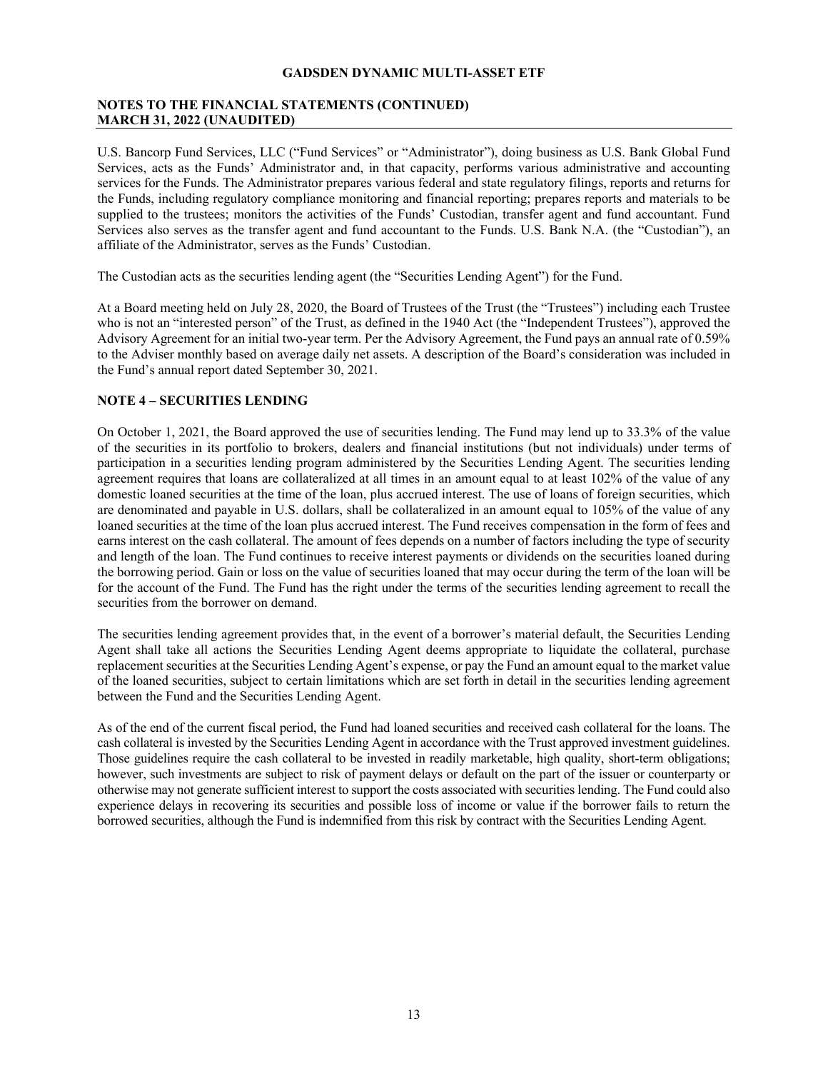U.S. Bancorp Fund Services, LLC ("Fund Services" or "Administrator"), doing business as U.S. Bank Global Fund Services, acts as the Funds' Administrator and, in that capacity, performs various administrative and accounting services for the Funds. The Administrator prepares various federal and state regulatory filings, reports and returns for the Funds, including regulatory compliance monitoring and financial reporting; prepares reports and materials to be supplied to the trustees; monitors the activities of the Funds' Custodian, transfer agent and fund accountant. Fund Services also serves as the transfer agent and fund accountant to the Funds. U.S. Bank N.A. (the "Custodian"), an affiliate of the Administrator, serves as the Funds' Custodian.

The Custodian acts as the securities lending agent (the "Securities Lending Agent") for the Fund.

At a Board meeting held on July 28, 2020, the Board of Trustees of the Trust (the "Trustees") including each Trustee who is not an "interested person" of the Trust, as defined in the 1940 Act (the "Independent Trustees"), approved the Advisory Agreement for an initial two-year term. Per the Advisory Agreement, the Fund pays an annual rate of 0.59% to the Adviser monthly based on average daily net assets. A description of the Board's consideration was included in the Fund's annual report dated September 30, 2021.

## NOTE 4 – SECURITIES LENDING

On October 1, 2021, the Board approved the use of securities lending. The Fund may lend up to 33.3% of the value of the securities in its portfolio to brokers, dealers and financial institutions (but not individuals) under terms of participation in a securities lending program administered by the Securities Lending Agent. The securities lending agreement requires that loans are collateralized at all times in an amount equal to at least 102% of the value of any domestic loaned securities at the time of the loan, plus accrued interest. The use of loans of foreign securities, which are denominated and payable in U.S. dollars, shall be collateralized in an amount equal to 105% of the value of any loaned securities at the time of the loan plus accrued interest. The Fund receives compensation in the form of fees and earns interest on the cash collateral. The amount of fees depends on a number of factors including the type of security and length of the loan. The Fund continues to receive interest payments or dividends on the securities loaned during the borrowing period. Gain or loss on the value of securities loaned that may occur during the term of the loan will be for the account of the Fund. The Fund has the right under the terms of the securities lending agreement to recall the securities from the borrower on demand.

The securities lending agreement provides that, in the event of a borrower's material default, the Securities Lending Agent shall take all actions the Securities Lending Agent deems appropriate to liquidate the collateral, purchase replacement securities at the Securities Lending Agent's expense, or pay the Fund an amount equal to the market value of the loaned securities, subject to certain limitations which are set forth in detail in the securities lending agreement between the Fund and the Securities Lending Agent.

As of the end of the current fiscal period, the Fund had loaned securities and received cash collateral for the loans. The cash collateral is invested by the Securities Lending Agent in accordance with the Trust approved investment guidelines. Those guidelines require the cash collateral to be invested in readily marketable, high quality, short-term obligations; however, such investments are subject to risk of payment delays or default on the part of the issuer or counterparty or otherwise may not generate sufficient interest to support the costs associated with securities lending. The Fund could also experience delays in recovering its securities and possible loss of income or value if the borrower fails to return the borrowed securities, although the Fund is indemnified from this risk by contract with the Securities Lending Agent.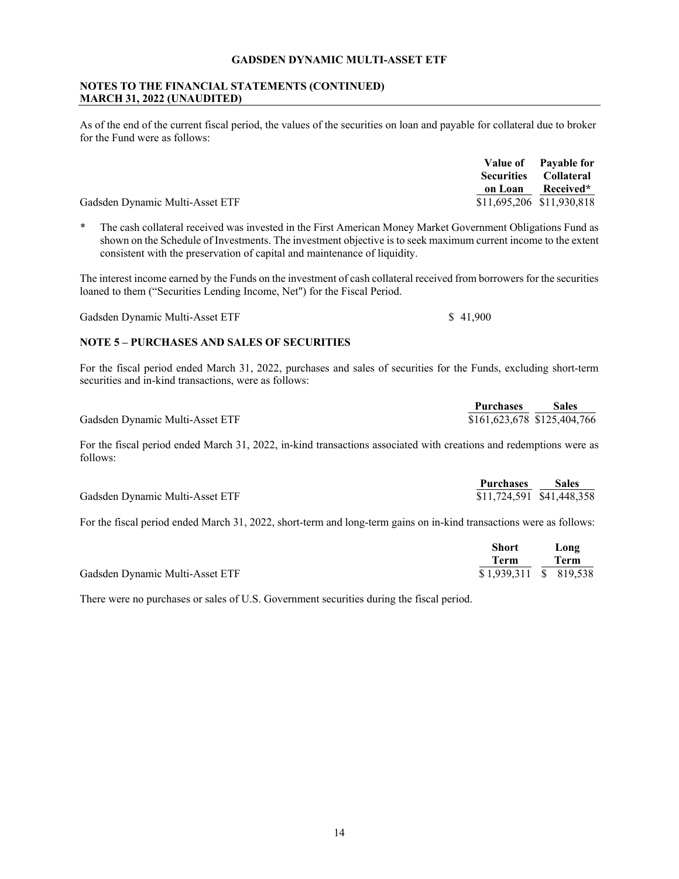As of the end of the current fiscal period, the values of the securities on loan and payable for collateral due to broker for the Fund were as follows:

| | Value of Securities on Loan | Payable for Collateral Received* |
|---|---|---|
| Gadsden Dynamic Multi-Asset ETF | $11,695,206 | $11,930,818 |

\* The cash collateral received was invested in the First American Money Market Government Obligations Fund as shown on the Schedule of Investments. The investment objective is to seek maximum current income to the extent consistent with the preservation of capital and maintenance of liquidity.

The interest income earned by the Funds on the investment of cash collateral received from borrowers for the securities loaned to them ("Securities Lending Income, Net") for the Fiscal Period.

| | |
|---|---|
| Gadsden Dynamic Multi-Asset ETF | $ 41,900 |

### NOTE 5 – PURCHASES AND SALES OF SECURITIES

For the fiscal period ended March 31, 2022, purchases and sales of securities for the Funds, excluding short-term securities and in-kind transactions, were as follows:

| | Purchases | Sales |
|---|---|---|
| Gadsden Dynamic Multi-Asset ETF | $161,623,678 | $125,404,766 |

For the fiscal period ended March 31, 2022, in-kind transactions associated with creations and redemptions were as follows:

| | Purchases | Sales |
|---|---|---|
| Gadsden Dynamic Multi-Asset ETF | $11,724,591 | $41,448,358 |

For the fiscal period ended March 31, 2022, short-term and long-term gains on in-kind transactions were as follows:

| | Short Term | Long Term |
|---|---|---|
| Gadsden Dynamic Multi-Asset ETF | $ 1,939,311 | $ 819,538 |

There were no purchases or sales of U.S. Government securities during the fiscal period.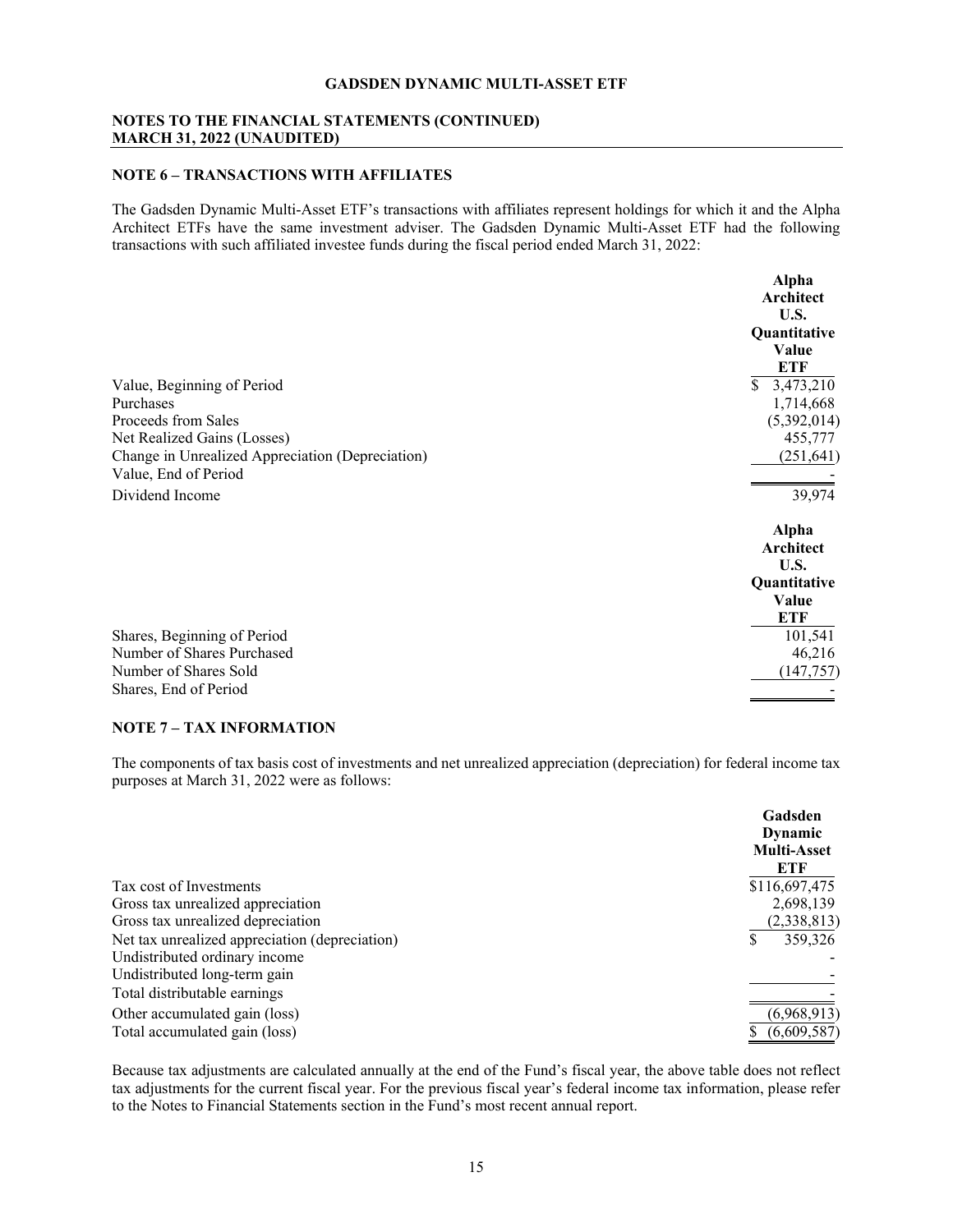## NOTE 6 – TRANSACTIONS WITH AFFILIATES

The Gadsden Dynamic Multi-Asset ETF's transactions with affiliates represent holdings for which it and the Alpha Architect ETFs have the same investment adviser. The Gadsden Dynamic Multi-Asset ETF had the following transactions with such affiliated investee funds during the fiscal period ended March 31, 2022:

| | Alpha Architect U.S. Quantitative Value ETF |
|---|---|
| Value, Beginning of Period | $ 3,473,210 |
| Purchases | 1,714,668 |
| Proceeds from Sales | (5,392,014) |
| Net Realized Gains (Losses) | 455,777 |
| Change in Unrealized Appreciation (Depreciation) | (251,641) |
| Value, End of Period | - |
| Dividend Income | 39,974 |

| | Alpha Architect U.S. Quantitative Value ETF |
|---|---|
| Shares, Beginning of Period | 101,541 |
| Number of Shares Purchased | 46,216 |
| Number of Shares Sold | (147,757) |
| Shares, End of Period | - |

## NOTE 7 – TAX INFORMATION

The components of tax basis cost of investments and net unrealized appreciation (depreciation) for federal income tax purposes at March 31, 2022 were as follows:

| | Gadsden Dynamic Multi-Asset ETF |
|---|---|
| Tax cost of Investments | $116,697,475 |
| Gross tax unrealized appreciation | 2,698,139 |
| Gross tax unrealized depreciation | (2,338,813) |
| Net tax unrealized appreciation (depreciation) | $ 359,326 |
| Undistributed ordinary income | - |
| Undistributed long-term gain | - |
| Total distributable earnings | - |
| Other accumulated gain (loss) | (6,968,913) |
| Total accumulated gain (loss) | $ (6,609,587) |

Because tax adjustments are calculated annually at the end of the Fund's fiscal year, the above table does not reflect tax adjustments for the current fiscal year. For the previous fiscal year's federal income tax information, please refer to the Notes to Financial Statements section in the Fund's most recent annual report.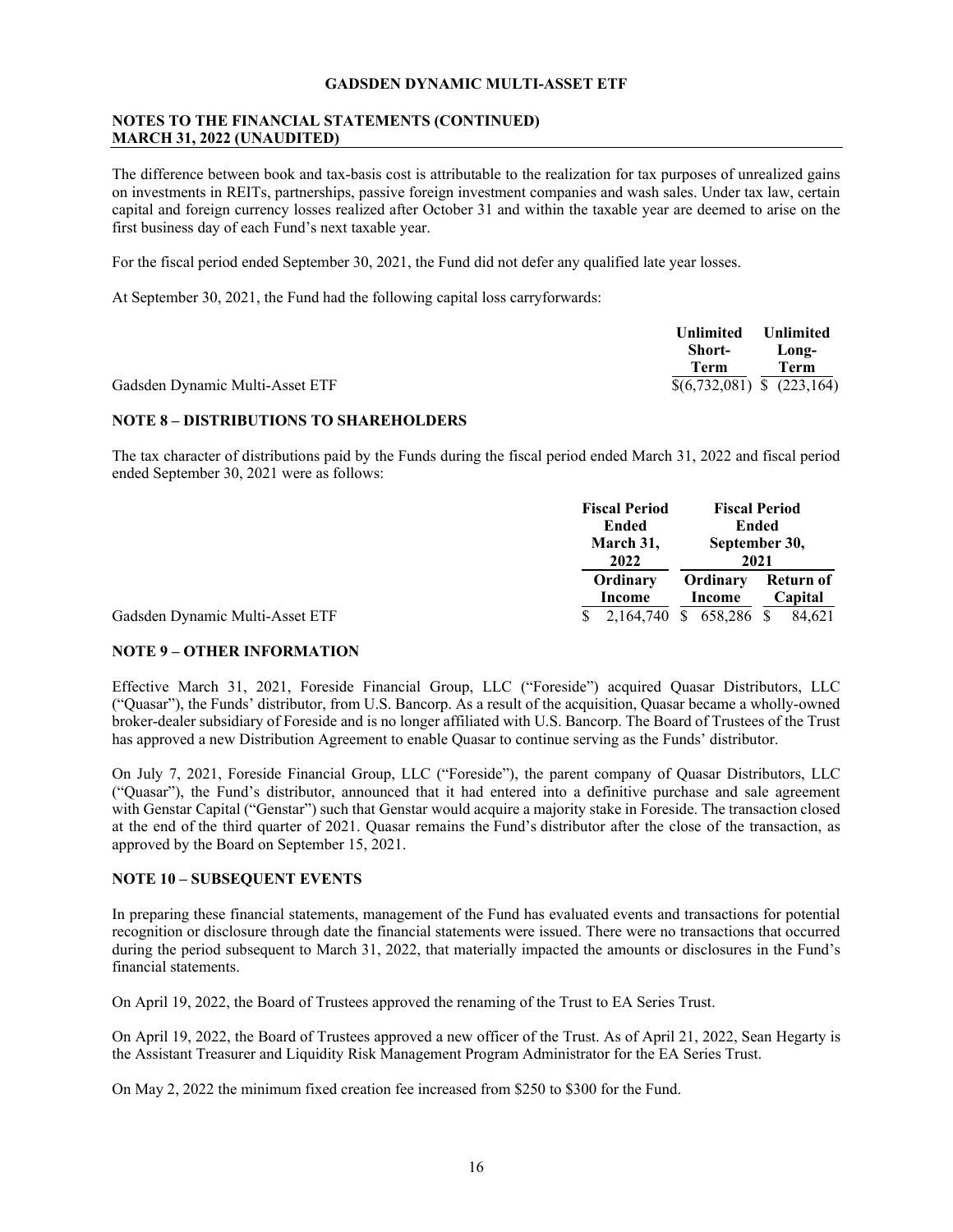**GADSDEN DYNAMIC MULTI-ASSET ETF**

**NOTES TO THE FINANCIAL STATEMENTS (CONTINUED)**
**MARCH 31, 2022 (UNAUDITED)**

The difference between book and tax-basis cost is attributable to the realization for tax purposes of unrealized gains on investments in REITs, partnerships, passive foreign investment companies and wash sales. Under tax law, certain capital and foreign currency losses realized after October 31 and within the taxable year are deemed to arise on the first business day of each Fund's next taxable year.

For the fiscal period ended September 30, 2021, the Fund did not defer any qualified late year losses.

At September 30, 2021, the Fund had the following capital loss carryforwards:

| | Unlimited Short-Term | Unlimited Long-Term |
|---|---|---|
| Gadsden Dynamic Multi-Asset ETF | $(6,732,081) | $ (223,164) |

**NOTE 8 – DISTRIBUTIONS TO SHAREHOLDERS**

The tax character of distributions paid by the Funds during the fiscal period ended March 31, 2022 and fiscal period ended September 30, 2021 were as follows:

| | Fiscal Period Ended March 31, 2022 | Fiscal Period Ended September 30, 2021 | |
|---|---|---|---|
| | Ordinary Income | Ordinary Income | Return of Capital |
| Gadsden Dynamic Multi-Asset ETF | $ 2,164,740 | $ 658,286 | $ 84,621 |

**NOTE 9 – OTHER INFORMATION**

Effective March 31, 2021, Foreside Financial Group, LLC ("Foreside") acquired Quasar Distributors, LLC ("Quasar"), the Funds' distributor, from U.S. Bancorp. As a result of the acquisition, Quasar became a wholly-owned broker-dealer subsidiary of Foreside and is no longer affiliated with U.S. Bancorp. The Board of Trustees of the Trust has approved a new Distribution Agreement to enable Quasar to continue serving as the Funds' distributor.

On July 7, 2021, Foreside Financial Group, LLC ("Foreside"), the parent company of Quasar Distributors, LLC ("Quasar"), the Fund's distributor, announced that it had entered into a definitive purchase and sale agreement with Genstar Capital ("Genstar") such that Genstar would acquire a majority stake in Foreside. The transaction closed at the end of the third quarter of 2021. Quasar remains the Fund's distributor after the close of the transaction, as approved by the Board on September 15, 2021.

**NOTE 10 – SUBSEQUENT EVENTS**

In preparing these financial statements, management of the Fund has evaluated events and transactions for potential recognition or disclosure through date the financial statements were issued. There were no transactions that occurred during the period subsequent to March 31, 2022, that materially impacted the amounts or disclosures in the Fund's financial statements.

On April 19, 2022, the Board of Trustees approved the renaming of the Trust to EA Series Trust.

On April 19, 2022, the Board of Trustees approved a new officer of the Trust. As of April 21, 2022, Sean Hegarty is the Assistant Treasurer and Liquidity Risk Management Program Administrator for the EA Series Trust.

On May 2, 2022 the minimum fixed creation fee increased from $250 to $300 for the Fund.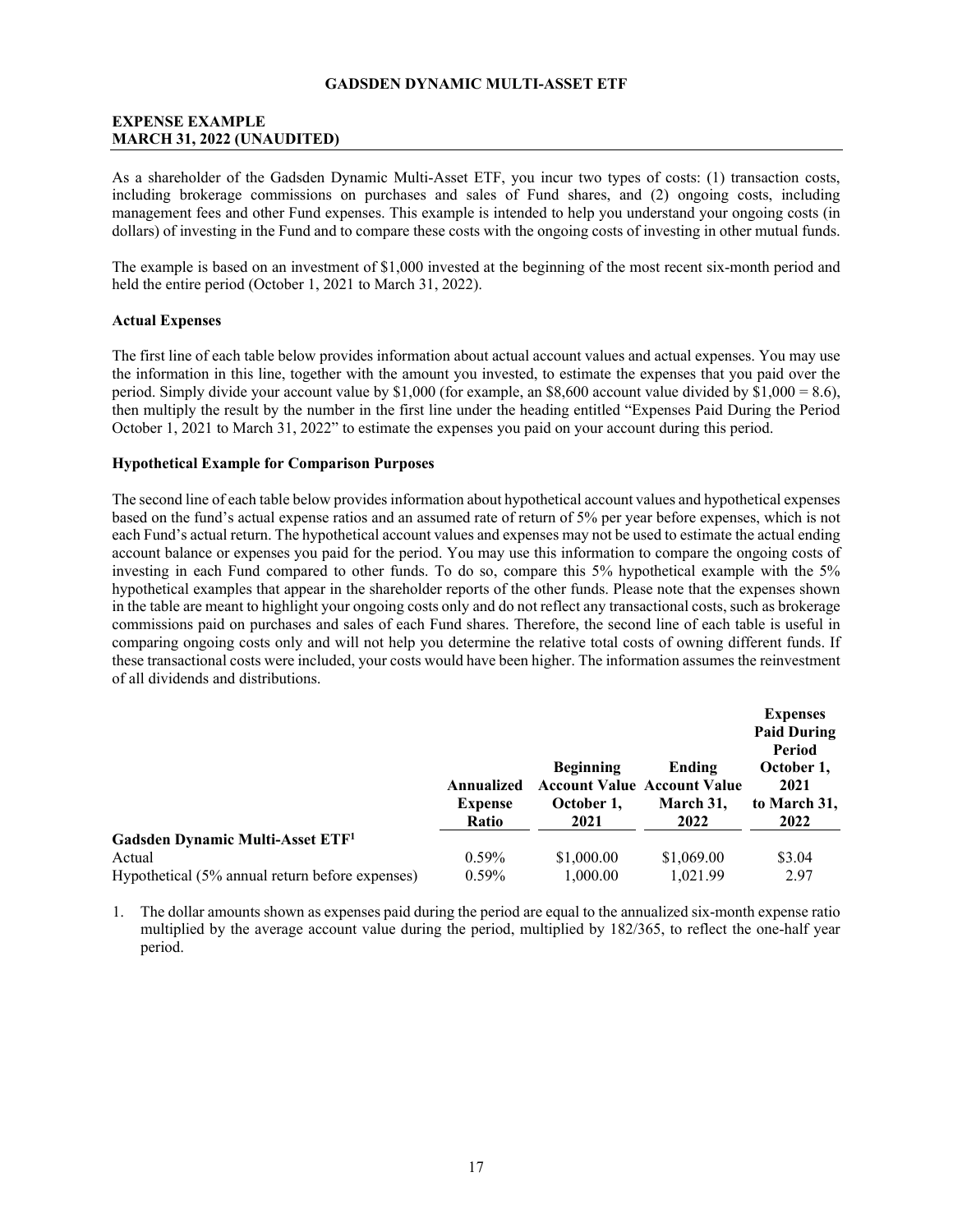**GADSDEN DYNAMIC MULTI-ASSET ETF**

**EXPENSE EXAMPLE**
**MARCH 31, 2022 (UNAUDITED)**

As a shareholder of the Gadsden Dynamic Multi-Asset ETF, you incur two types of costs: (1) transaction costs, including brokerage commissions on purchases and sales of Fund shares, and (2) ongoing costs, including management fees and other Fund expenses. This example is intended to help you understand your ongoing costs (in dollars) of investing in the Fund and to compare these costs with the ongoing costs of investing in other mutual funds.

The example is based on an investment of $1,000 invested at the beginning of the most recent six-month period and held the entire period (October 1, 2021 to March 31, 2022).

**Actual Expenses**

The first line of each table below provides information about actual account values and actual expenses. You may use the information in this line, together with the amount you invested, to estimate the expenses that you paid over the period. Simply divide your account value by $1,000 (for example, an $8,600 account value divided by $1,000 = 8.6), then multiply the result by the number in the first line under the heading entitled "Expenses Paid During the Period October 1, 2021 to March 31, 2022" to estimate the expenses you paid on your account during this period.

**Hypothetical Example for Comparison Purposes**

The second line of each table below provides information about hypothetical account values and hypothetical expenses based on the fund's actual expense ratios and an assumed rate of return of 5% per year before expenses, which is not each Fund's actual return. The hypothetical account values and expenses may not be used to estimate the actual ending account balance or expenses you paid for the period. You may use this information to compare the ongoing costs of investing in each Fund compared to other funds. To do so, compare this 5% hypothetical example with the 5% hypothetical examples that appear in the shareholder reports of the other funds. Please note that the expenses shown in the table are meant to highlight your ongoing costs only and do not reflect any transactional costs, such as brokerage commissions paid on purchases and sales of each Fund shares. Therefore, the second line of each table is useful in comparing ongoing costs only and will not help you determine the relative total costs of owning different funds. If these transactional costs were included, your costs would have been higher. The information assumes the reinvestment of all dividends and distributions.

| | Annualized Expense Ratio | Beginning Account Value October 1, 2021 | Ending Account Value March 31, 2022 | Expenses Paid During Period October 1, 2021 to March 31, 2022 |
|---|---|---|---|---|
| **Gadsden Dynamic Multi-Asset ETF[1]** | | | | |
| Actual | 0.59% | $1,000.00 | $1,069.00 | $3.04 |
| Hypothetical (5% annual return before expenses) | 0.59% | 1,000.00 | 1,021.99 | 2.97 |

1. The dollar amounts shown as expenses paid during the period are equal to the annualized six-month expense ratio multiplied by the average account value during the period, multiplied by 182/365, to reflect the one-half year period.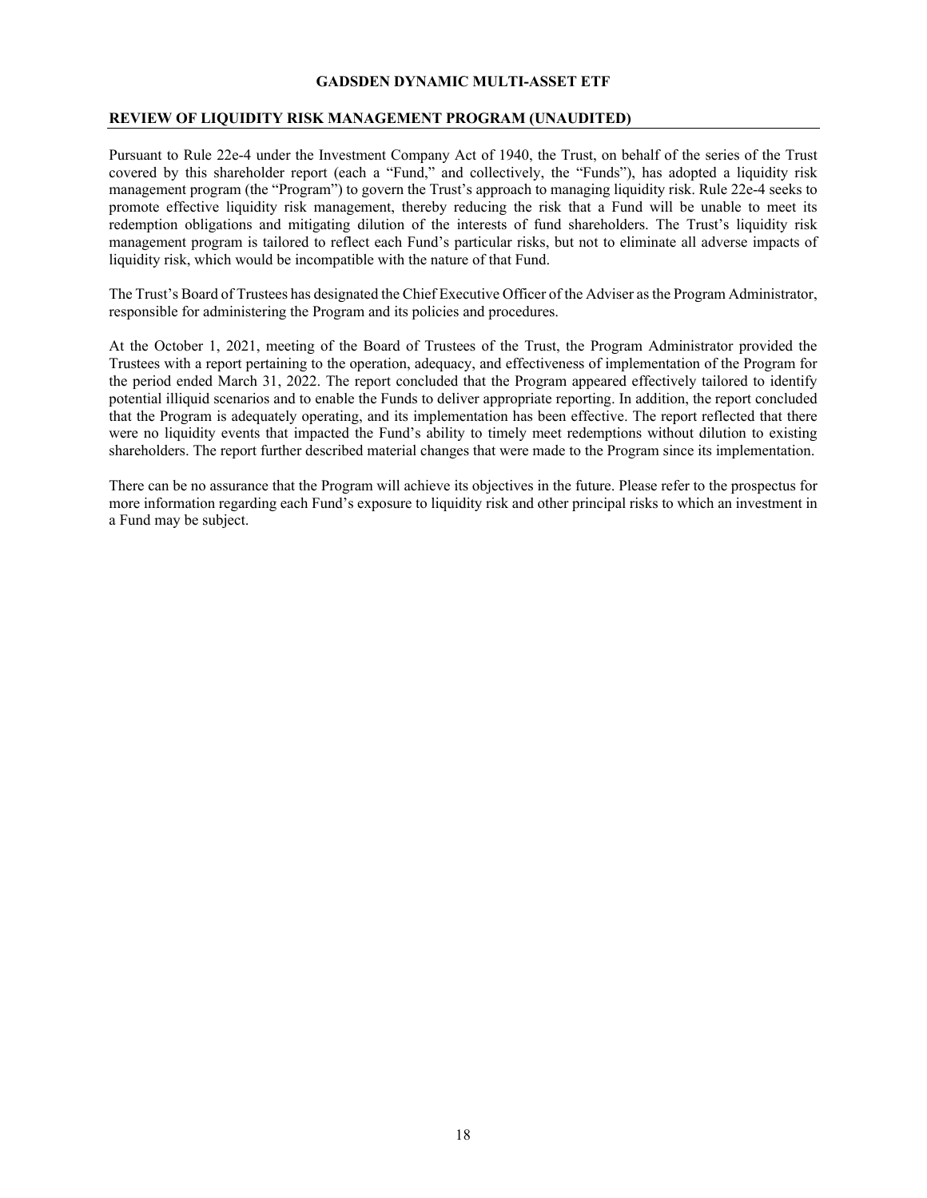# GADSDEN DYNAMIC MULTI-ASSET ETF

## REVIEW OF LIQUIDITY RISK MANAGEMENT PROGRAM (UNAUDITED)

Pursuant to Rule 22e-4 under the Investment Company Act of 1940, the Trust, on behalf of the series of the Trust covered by this shareholder report (each a "Fund," and collectively, the "Funds"), has adopted a liquidity risk management program (the "Program") to govern the Trust's approach to managing liquidity risk. Rule 22e-4 seeks to promote effective liquidity risk management, thereby reducing the risk that a Fund will be unable to meet its redemption obligations and mitigating dilution of the interests of fund shareholders. The Trust's liquidity risk management program is tailored to reflect each Fund's particular risks, but not to eliminate all adverse impacts of liquidity risk, which would be incompatible with the nature of that Fund.

The Trust's Board of Trustees has designated the Chief Executive Officer of the Adviser as the Program Administrator, responsible for administering the Program and its policies and procedures.

At the October 1, 2021, meeting of the Board of Trustees of the Trust, the Program Administrator provided the Trustees with a report pertaining to the operation, adequacy, and effectiveness of implementation of the Program for the period ended March 31, 2022. The report concluded that the Program appeared effectively tailored to identify potential illiquid scenarios and to enable the Funds to deliver appropriate reporting. In addition, the report concluded that the Program is adequately operating, and its implementation has been effective. The report reflected that there were no liquidity events that impacted the Fund's ability to timely meet redemptions without dilution to existing shareholders. The report further described material changes that were made to the Program since its implementation.

There can be no assurance that the Program will achieve its objectives in the future. Please refer to the prospectus for more information regarding each Fund's exposure to liquidity risk and other principal risks to which an investment in a Fund may be subject.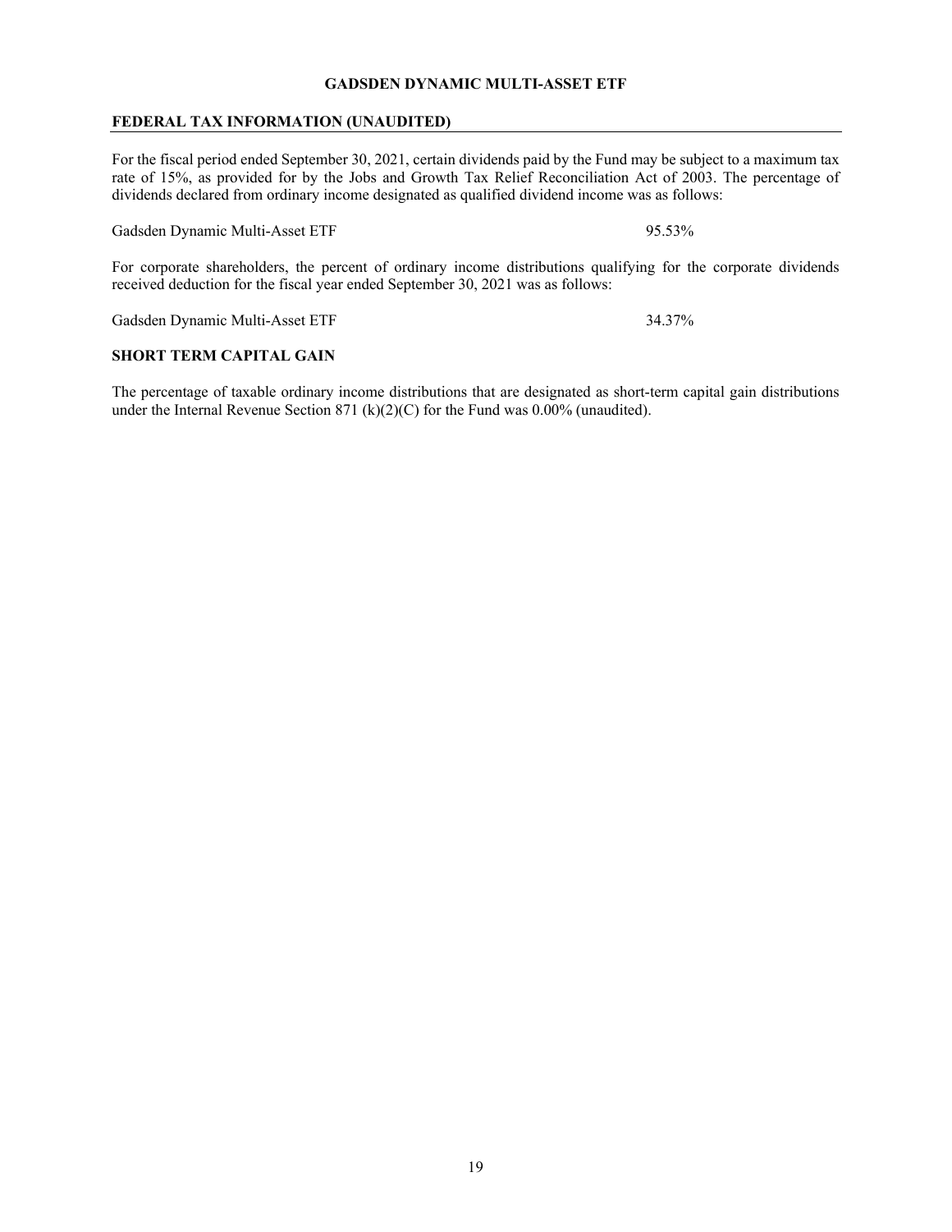## GADSDEN DYNAMIC MULTI-ASSET ETF

### FEDERAL TAX INFORMATION (UNAUDITED)

For the fiscal period ended September 30, 2021, certain dividends paid by the Fund may be subject to a maximum tax rate of 15%, as provided for by the Jobs and Growth Tax Relief Reconciliation Act of 2003. The percentage of dividends declared from ordinary income designated as qualified dividend income was as follows:

| | |
|---|---|
| Gadsden Dynamic Multi-Asset ETF | 95.53% |

For corporate shareholders, the percent of ordinary income distributions qualifying for the corporate dividends received deduction for the fiscal year ended September 30, 2021 was as follows:

| | |
|---|---|
| Gadsden Dynamic Multi-Asset ETF | 34.37% |

### SHORT TERM CAPITAL GAIN

The percentage of taxable ordinary income distributions that are designated as short-term capital gain distributions under the Internal Revenue Section 871 (k)(2)(C) for the Fund was 0.00% (unaudited).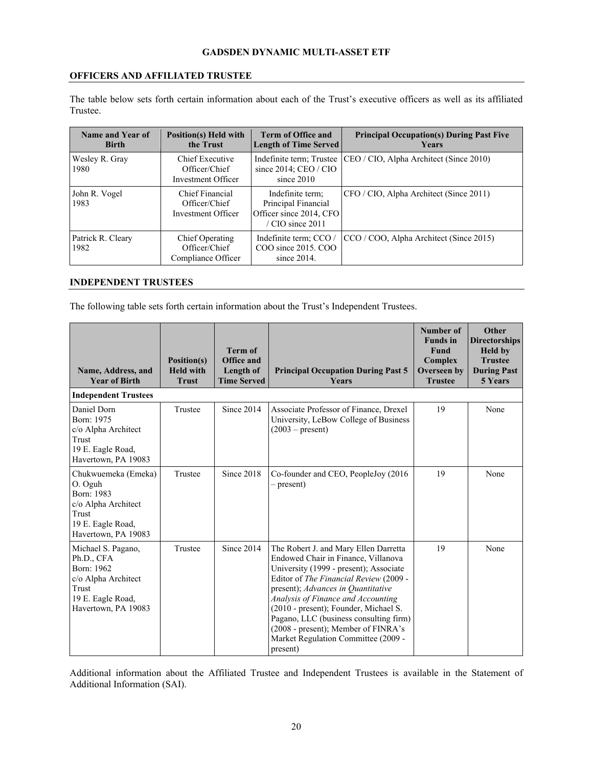# GADSDEN DYNAMIC MULTI-ASSET ETF

## OFFICERS AND AFFILIATED TRUSTEE

The table below sets forth certain information about each of the Trust's executive officers as well as its affiliated Trustee.

| Name and Year of Birth | Position(s) Held with the Trust | Term of Office and Length of Time Served | Principal Occupation(s) During Past Five Years |
|---|---|---|---|
| Wesley R. Gray<br>1980 | Chief Executive Officer/Chief Investment Officer | Indefinite term; Trustee since 2014; CEO / CIO since 2010 | CEO / CIO, Alpha Architect (Since 2010) |
| John R. Vogel<br>1983 | Chief Financial Officer/Chief Investment Officer | Indefinite term; Principal Financial Officer since 2014, CFO / CIO since 2011 | CFO / CIO, Alpha Architect (Since 2011) |
| Patrick R. Cleary<br>1982 | Chief Operating Officer/Chief Compliance Officer | Indefinite term; CCO / COO since 2015. COO since 2014. | CCO / COO, Alpha Architect (Since 2015) |

## INDEPENDENT TRUSTEES

The following table sets forth certain information about the Trust's Independent Trustees.

| Name, Address, and Year of Birth | Position(s) Held with Trust | Term of Office and Length of Time Served | Principal Occupation During Past 5 Years | Number of Funds in Fund Complex Overseen by Trustee | Other Directorships Held by Trustee During Past 5 Years |
|---|---|---|---|---|---|
| **Independent Trustees** | | | | | |
| Daniel Dorn<br>Born: 1975<br>c/o Alpha Architect Trust<br>19 E. Eagle Road, Havertown, PA 19083 | Trustee | Since 2014 | Associate Professor of Finance, Drexel University, LeBow College of Business (2003 – present) | 19 | None |
| Chukwuemeka (Emeka) O. Oguh<br>Born: 1983<br>c/o Alpha Architect Trust<br>19 E. Eagle Road, Havertown, PA 19083 | Trustee | Since 2018 | Co-founder and CEO, PeopleJoy (2016 – present) | 19 | None |
| Michael S. Pagano, Ph.D., CFA<br>Born: 1962<br>c/o Alpha Architect Trust<br>19 E. Eagle Road, Havertown, PA 19083 | Trustee | Since 2014 | The Robert J. and Mary Ellen Darretta Endowed Chair in Finance, Villanova University (1999 - present); Associate Editor of *The Financial Review* (2009 - present); *Advances in Quantitative Analysis of Finance and Accounting* (2010 - present); Founder, Michael S. Pagano, LLC (business consulting firm) (2008 - present); Member of FINRA's Market Regulation Committee (2009 - present) | 19 | None |

Additional information about the Affiliated Trustee and Independent Trustees is available in the Statement of Additional Information (SAI).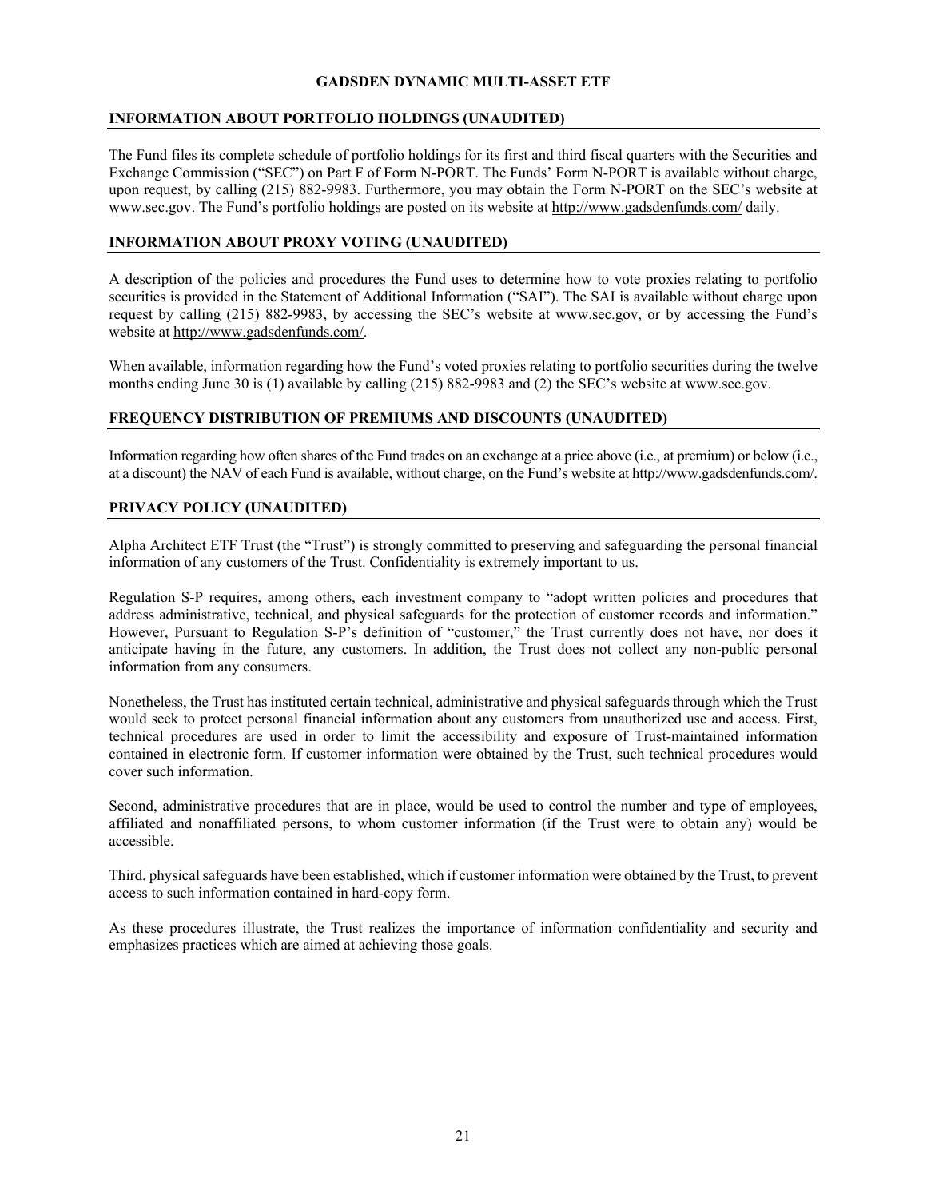# GADSDEN DYNAMIC MULTI-ASSET ETF

## INFORMATION ABOUT PORTFOLIO HOLDINGS (UNAUDITED)

The Fund files its complete schedule of portfolio holdings for its first and third fiscal quarters with the Securities and Exchange Commission ("SEC") on Part F of Form N-PORT. The Funds' Form N-PORT is available without charge, upon request, by calling (215) 882-9983. Furthermore, you may obtain the Form N-PORT on the SEC's website at www.sec.gov. The Fund's portfolio holdings are posted on its website at http://www.gadsdenfunds.com/ daily.

## INFORMATION ABOUT PROXY VOTING (UNAUDITED)

A description of the policies and procedures the Fund uses to determine how to vote proxies relating to portfolio securities is provided in the Statement of Additional Information ("SAI"). The SAI is available without charge upon request by calling (215) 882-9983, by accessing the SEC's website at www.sec.gov, or by accessing the Fund's website at http://www.gadsdenfunds.com/.

When available, information regarding how the Fund's voted proxies relating to portfolio securities during the twelve months ending June 30 is (1) available by calling (215) 882-9983 and (2) the SEC's website at www.sec.gov.

## FREQUENCY DISTRIBUTION OF PREMIUMS AND DISCOUNTS (UNAUDITED)

Information regarding how often shares of the Fund trades on an exchange at a price above (i.e., at premium) or below (i.e., at a discount) the NAV of each Fund is available, without charge, on the Fund's website at http://www.gadsdenfunds.com/.

## PRIVACY POLICY (UNAUDITED)

Alpha Architect ETF Trust (the "Trust") is strongly committed to preserving and safeguarding the personal financial information of any customers of the Trust. Confidentiality is extremely important to us.

Regulation S-P requires, among others, each investment company to "adopt written policies and procedures that address administrative, technical, and physical safeguards for the protection of customer records and information." However, Pursuant to Regulation S-P's definition of "customer," the Trust currently does not have, nor does it anticipate having in the future, any customers. In addition, the Trust does not collect any non-public personal information from any consumers.

Nonetheless, the Trust has instituted certain technical, administrative and physical safeguards through which the Trust would seek to protect personal financial information about any customers from unauthorized use and access. First, technical procedures are used in order to limit the accessibility and exposure of Trust-maintained information contained in electronic form. If customer information were obtained by the Trust, such technical procedures would cover such information.

Second, administrative procedures that are in place, would be used to control the number and type of employees, affiliated and nonaffiliated persons, to whom customer information (if the Trust were to obtain any) would be accessible.

Third, physical safeguards have been established, which if customer information were obtained by the Trust, to prevent access to such information contained in hard-copy form.

As these procedures illustrate, the Trust realizes the importance of information confidentiality and security and emphasizes practices which are aimed at achieving those goals.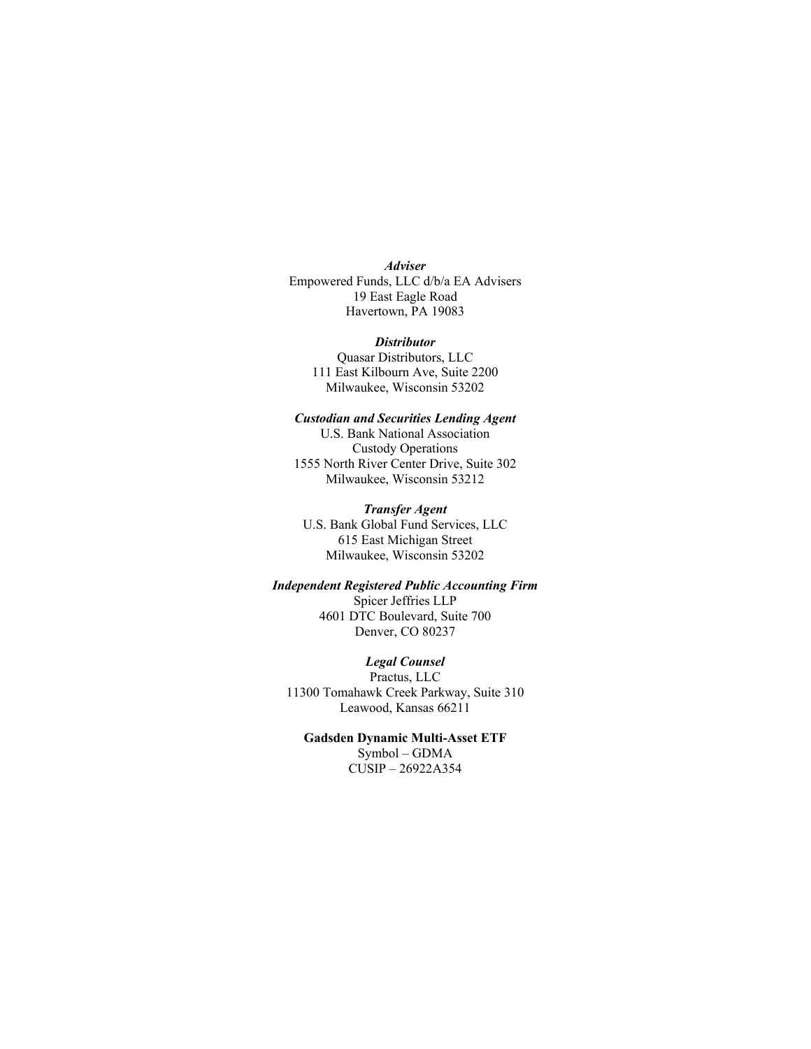***Adviser***
Empowered Funds, LLC d/b/a EA Advisers
19 East Eagle Road
Havertown, PA 19083

***Distributor***
Quasar Distributors, LLC
111 East Kilbourn Ave, Suite 2200
Milwaukee, Wisconsin 53202

***Custodian and Securities Lending Agent***
U.S. Bank National Association
Custody Operations
1555 North River Center Drive, Suite 302
Milwaukee, Wisconsin 53212

***Transfer Agent***
U.S. Bank Global Fund Services, LLC
615 East Michigan Street
Milwaukee, Wisconsin 53202

***Independent Registered Public Accounting Firm***
Spicer Jeffries LLP
4601 DTC Boulevard, Suite 700
Denver, CO 80237

***Legal Counsel***
Practus, LLC
11300 Tomahawk Creek Parkway, Suite 310
Leawood, Kansas 66211

**Gadsden Dynamic Multi-Asset ETF**
Symbol – GDMA
CUSIP – 26922A354